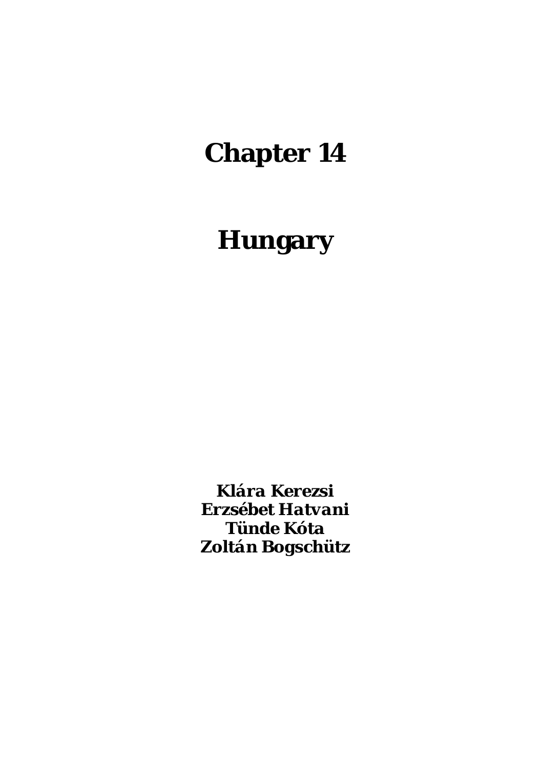# Chapter 14

# Hungary

**Klára Kerezsi**
**Erzsébet Hatvani**
**Tünde Kóta**
**Zoltán Bogschütz**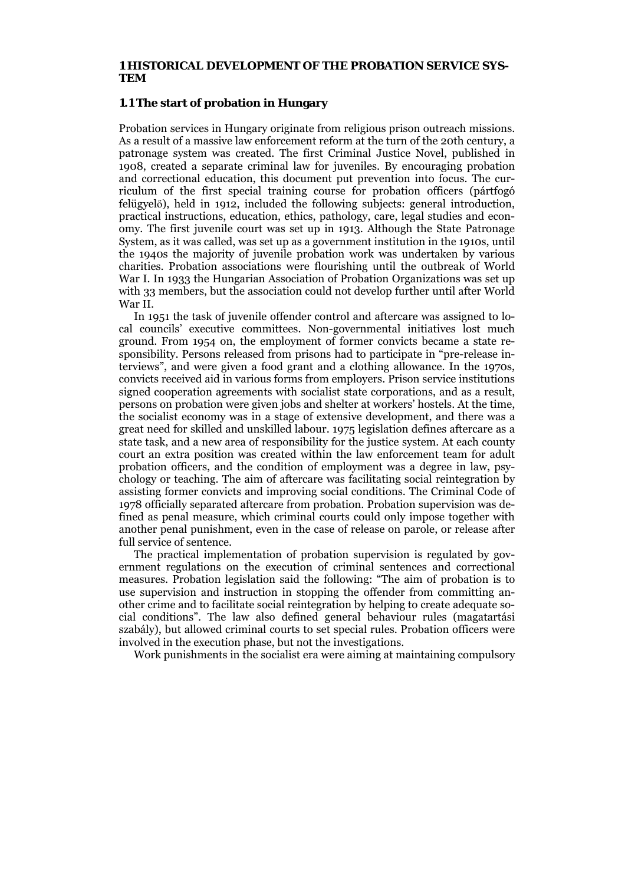# 1 HISTORICAL DEVELOPMENT OF THE PROBATION SERVICE SYSTEM

## 1.1 The start of probation in Hungary

Probation services in Hungary originate from religious prison outreach missions. As a result of a massive law enforcement reform at the turn of the 20th century, a patronage system was created. The first Criminal Justice Novel, published in 1908, created a separate criminal law for juveniles. By encouraging probation and correctional education, this document put prevention into focus. The curriculum of the first special training course for probation officers (pártfogó felügyelő), held in 1912, included the following subjects: general introduction, practical instructions, education, ethics, pathology, care, legal studies and economy. The first juvenile court was set up in 1913. Although the State Patronage System, as it was called, was set up as a government institution in the 1910s, until the 1940s the majority of juvenile probation work was undertaken by various charities. Probation associations were flourishing until the outbreak of World War I. In 1933 the Hungarian Association of Probation Organizations was set up with 33 members, but the association could not develop further until after World War II.

In 1951 the task of juvenile offender control and aftercare was assigned to local councils' executive committees. Non-governmental initiatives lost much ground. From 1954 on, the employment of former convicts became a state responsibility. Persons released from prisons had to participate in "pre-release interviews", and were given a food grant and a clothing allowance. In the 1970s, convicts received aid in various forms from employers. Prison service institutions signed cooperation agreements with socialist state corporations, and as a result, persons on probation were given jobs and shelter at workers' hostels. At the time, the socialist economy was in a stage of extensive development, and there was a great need for skilled and unskilled labour. 1975 legislation defines aftercare as a state task, and a new area of responsibility for the justice system. At each county court an extra position was created within the law enforcement team for adult probation officers, and the condition of employment was a degree in law, psychology or teaching. The aim of aftercare was facilitating social reintegration by assisting former convicts and improving social conditions. The Criminal Code of 1978 officially separated aftercare from probation. Probation supervision was defined as penal measure, which criminal courts could only impose together with another penal punishment, even in the case of release on parole, or release after full service of sentence.

The practical implementation of probation supervision is regulated by government regulations on the execution of criminal sentences and correctional measures. Probation legislation said the following: "The aim of probation is to use supervision and instruction in stopping the offender from committing another crime and to facilitate social reintegration by helping to create adequate social conditions". The law also defined general behaviour rules (magatartási szabály), but allowed criminal courts to set special rules. Probation officers were involved in the execution phase, but not the investigations.

Work punishments in the socialist era were aiming at maintaining compulsory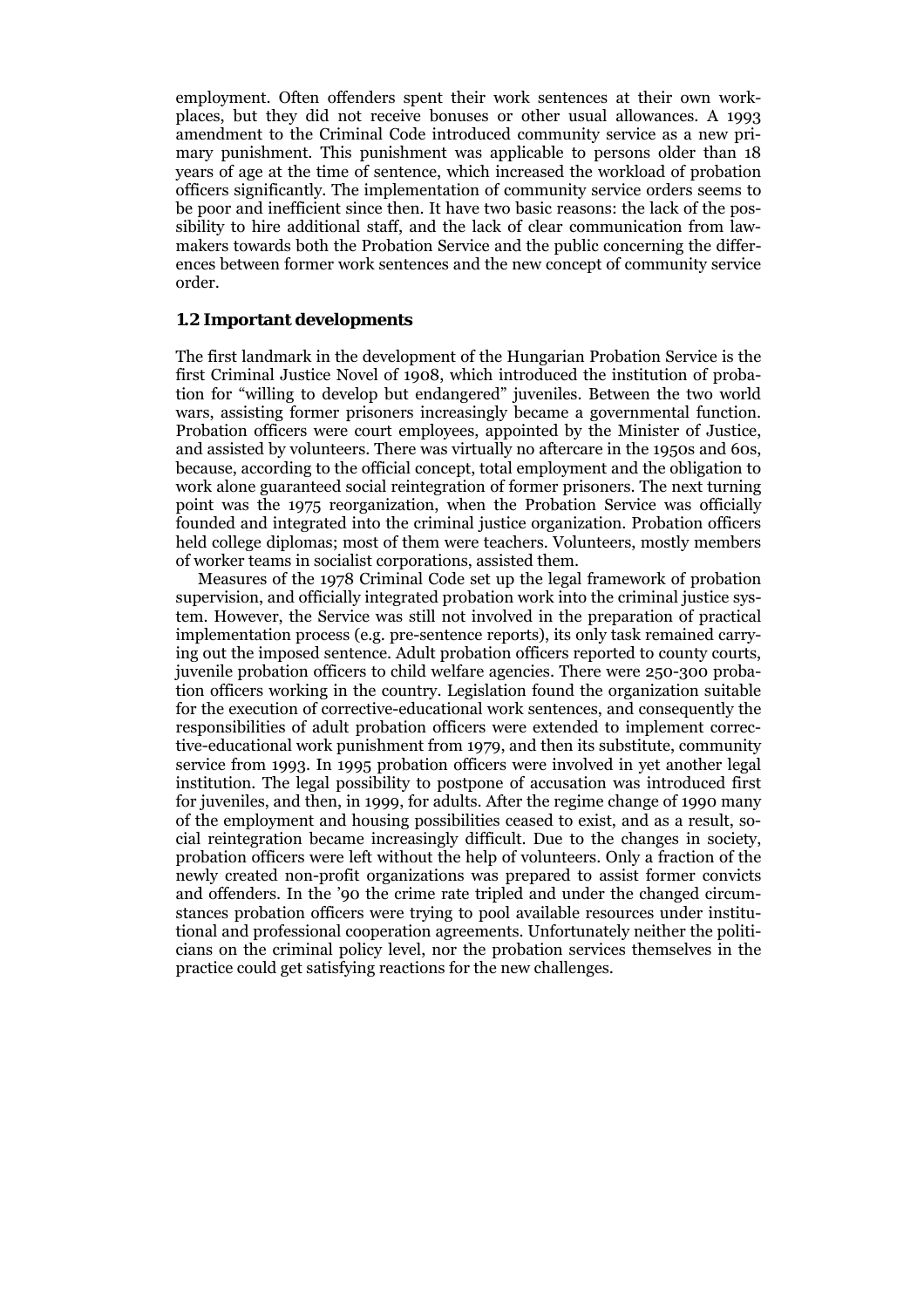employment. Often offenders spent their work sentences at their own workplaces, but they did not receive bonuses or other usual allowances. A 1993 amendment to the Criminal Code introduced community service as a new primary punishment. This punishment was applicable to persons older than 18 years of age at the time of sentence, which increased the workload of probation officers significantly. The implementation of community service orders seems to be poor and inefficient since then. It have two basic reasons: the lack of the possibility to hire additional staff, and the lack of clear communication from lawmakers towards both the Probation Service and the public concerning the differences between former work sentences and the new concept of community service order.

## 1.2 Important developments

The first landmark in the development of the Hungarian Probation Service is the first Criminal Justice Novel of 1908, which introduced the institution of probation for "willing to develop but endangered" juveniles. Between the two world wars, assisting former prisoners increasingly became a governmental function. Probation officers were court employees, appointed by the Minister of Justice, and assisted by volunteers. There was virtually no aftercare in the 1950s and 60s, because, according to the official concept, total employment and the obligation to work alone guaranteed social reintegration of former prisoners. The next turning point was the 1975 reorganization, when the Probation Service was officially founded and integrated into the criminal justice organization. Probation officers held college diplomas; most of them were teachers. Volunteers, mostly members of worker teams in socialist corporations, assisted them.

Measures of the 1978 Criminal Code set up the legal framework of probation supervision, and officially integrated probation work into the criminal justice system. However, the Service was still not involved in the preparation of practical implementation process (e.g. pre-sentence reports), its only task remained carrying out the imposed sentence. Adult probation officers reported to county courts, juvenile probation officers to child welfare agencies. There were 250-300 probation officers working in the country. Legislation found the organization suitable for the execution of corrective-educational work sentences, and consequently the responsibilities of adult probation officers were extended to implement corrective-educational work punishment from 1979, and then its substitute, community service from 1993. In 1995 probation officers were involved in yet another legal institution. The legal possibility to postpone of accusation was introduced first for juveniles, and then, in 1999, for adults. After the regime change of 1990 many of the employment and housing possibilities ceased to exist, and as a result, social reintegration became increasingly difficult. Due to the changes in society, probation officers were left without the help of volunteers. Only a fraction of the newly created non-profit organizations was prepared to assist former convicts and offenders. In the '90 the crime rate tripled and under the changed circumstances probation officers were trying to pool available resources under institutional and professional cooperation agreements. Unfortunately neither the politicians on the criminal policy level, nor the probation services themselves in the practice could get satisfying reactions for the new challenges.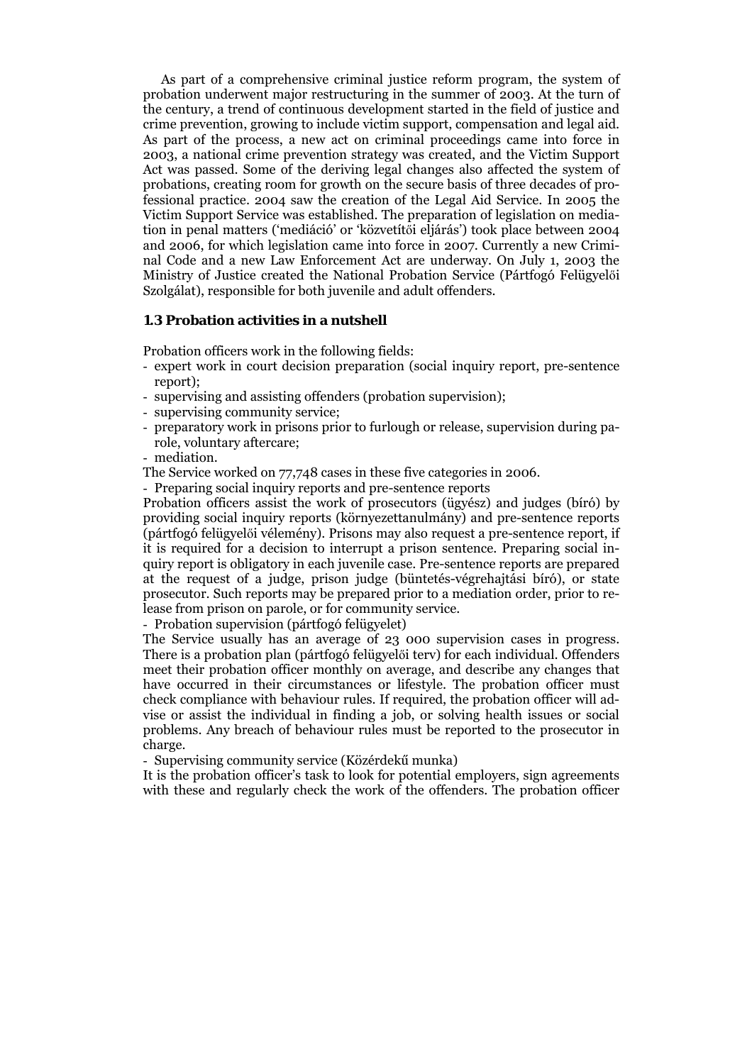As part of a comprehensive criminal justice reform program, the system of probation underwent major restructuring in the summer of 2003. At the turn of the century, a trend of continuous development started in the field of justice and crime prevention, growing to include victim support, compensation and legal aid. As part of the process, a new act on criminal proceedings came into force in 2003, a national crime prevention strategy was created, and the Victim Support Act was passed. Some of the deriving legal changes also affected the system of probations, creating room for growth on the secure basis of three decades of professional practice. 2004 saw the creation of the Legal Aid Service. In 2005 the Victim Support Service was established. The preparation of legislation on mediation in penal matters ('mediáció' or 'közvetítői eljárás') took place between 2004 and 2006, for which legislation came into force in 2007. Currently a new Criminal Code and a new Law Enforcement Act are underway. On July 1, 2003 the Ministry of Justice created the National Probation Service (Pártfogó Felügyelői Szolgálat), responsible for both juvenile and adult offenders.

### 1.3 Probation activities in a nutshell

Probation officers work in the following fields:

- expert work in court decision preparation (social inquiry report, pre-sentence report);
- supervising and assisting offenders (probation supervision);
- supervising community service;
- preparatory work in prisons prior to furlough or release, supervision during parole, voluntary aftercare;
- mediation.

The Service worked on 77,748 cases in these five categories in 2006.

- Preparing social inquiry reports and pre-sentence reports

Probation officers assist the work of prosecutors (ügyész) and judges (bíró) by providing social inquiry reports (környezettanulmány) and pre-sentence reports (pártfogó felügyelői vélemény). Prisons may also request a pre-sentence report, if it is required for a decision to interrupt a prison sentence. Preparing social inquiry report is obligatory in each juvenile case. Pre-sentence reports are prepared at the request of a judge, prison judge (büntetés-végrehajtási bíró), or state prosecutor. Such reports may be prepared prior to a mediation order, prior to release from prison on parole, or for community service.

- Probation supervision (pártfogó felügyelet)

The Service usually has an average of 23 000 supervision cases in progress. There is a probation plan (pártfogó felügyelői terv) for each individual. Offenders meet their probation officer monthly on average, and describe any changes that have occurred in their circumstances or lifestyle. The probation officer must check compliance with behaviour rules. If required, the probation officer will advise or assist the individual in finding a job, or solving health issues or social problems. Any breach of behaviour rules must be reported to the prosecutor in charge.

- Supervising community service (Közérdekű munka)

It is the probation officer's task to look for potential employers, sign agreements with these and regularly check the work of the offenders. The probation officer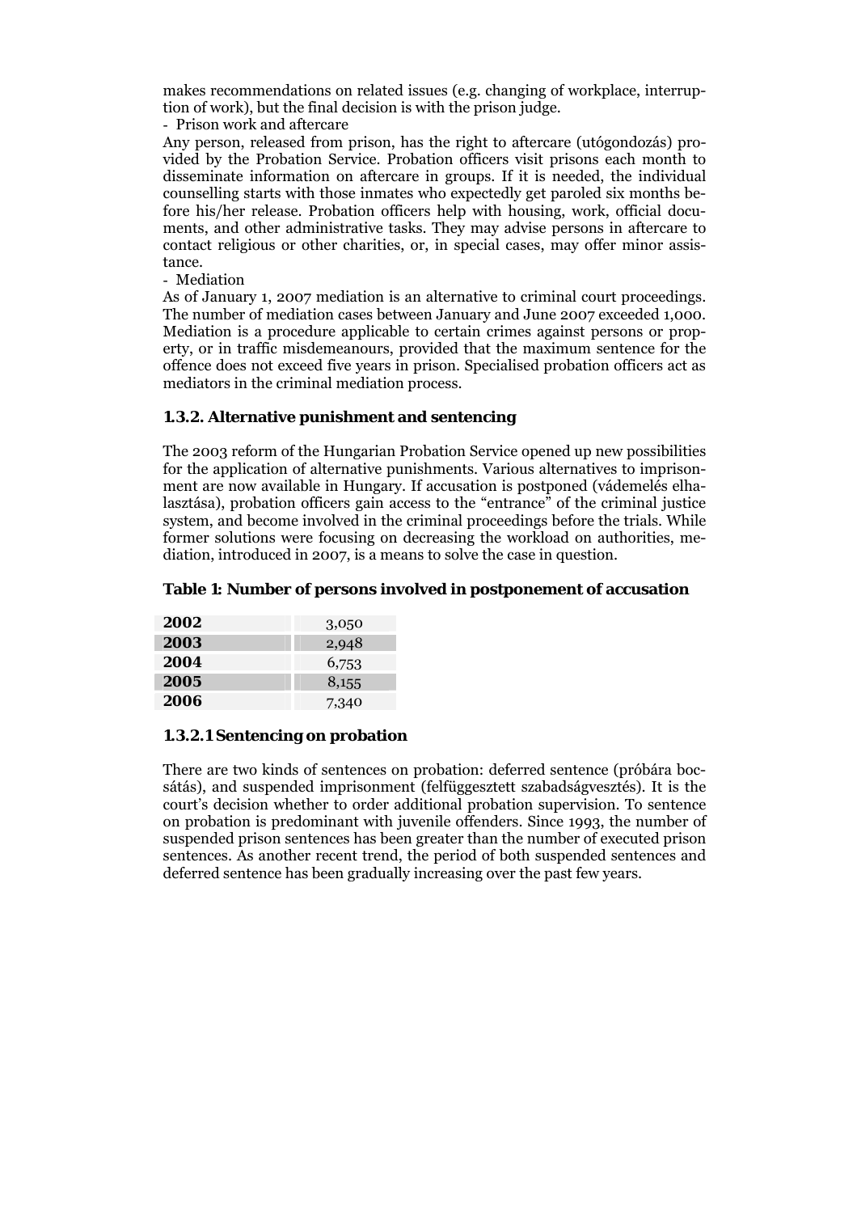makes recommendations on related issues (e.g. changing of workplace, interruption of work), but the final decision is with the prison judge.

- Prison work and aftercare

Any person, released from prison, has the right to aftercare (utógondozás) provided by the Probation Service. Probation officers visit prisons each month to disseminate information on aftercare in groups. If it is needed, the individual counselling starts with those inmates who expectedly get paroled six months before his/her release. Probation officers help with housing, work, official documents, and other administrative tasks. They may advise persons in aftercare to contact religious or other charities, or, in special cases, may offer minor assistance.

- Mediation

As of January 1, 2007 mediation is an alternative to criminal court proceedings. The number of mediation cases between January and June 2007 exceeded 1,000. Mediation is a procedure applicable to certain crimes against persons or property, or in traffic misdemeanours, provided that the maximum sentence for the offence does not exceed five years in prison. Specialised probation officers act as mediators in the criminal mediation process.

### 1.3.2. Alternative punishment and sentencing

The 2003 reform of the Hungarian Probation Service opened up new possibilities for the application of alternative punishments. Various alternatives to imprisonment are now available in Hungary. If accusation is postponed (vádemelés elhalasztása), probation officers gain access to the "entrance" of the criminal justice system, and become involved in the criminal proceedings before the trials. While former solutions were focusing on decreasing the workload on authorities, mediation, introduced in 2007, is a means to solve the case in question.

**Table 1: Number of persons involved in postponement of accusation**

| Year | Persons |
|---|---|
| **2002** | 3,050 |
| **2003** | 2,948 |
| **2004** | 6,753 |
| **2005** | 8,155 |
| **2006** | 7,340 |

#### 1.3.2.1 Sentencing on probation

There are two kinds of sentences on probation: deferred sentence (próbára bocsátás), and suspended imprisonment (felfüggesztett szabadságvesztés). It is the court's decision whether to order additional probation supervision. To sentence on probation is predominant with juvenile offenders. Since 1993, the number of suspended prison sentences has been greater than the number of executed prison sentences. As another recent trend, the period of both suspended sentences and deferred sentence has been gradually increasing over the past few years.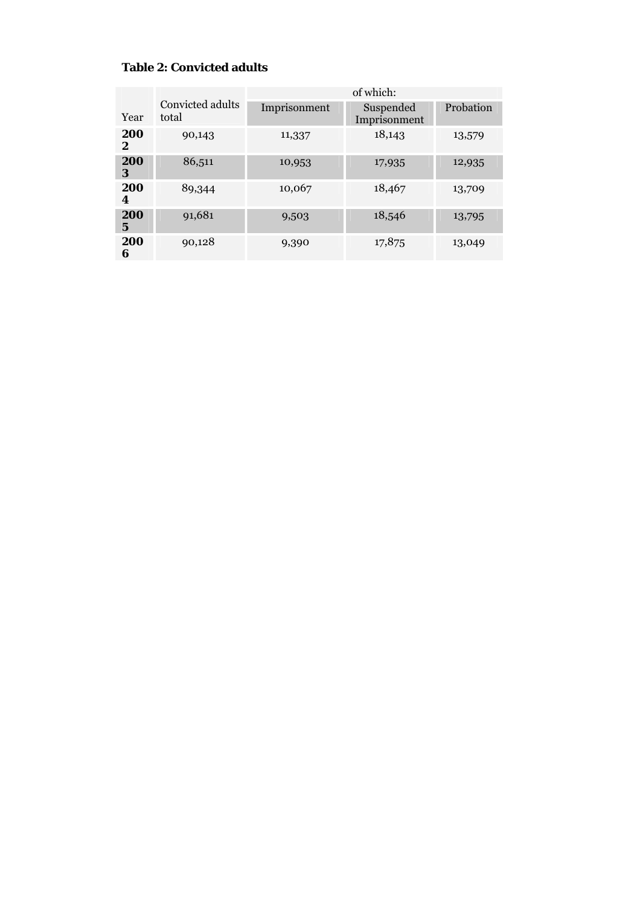**Table 2: Convicted adults**

| Year | Convicted adults total | of which: | | |
|---|---|---|---|---|
| | | Imprisonment | Suspended Imprisonment | Probation |
| **2002** | 90,143 | 11,337 | 18,143 | 13,579 |
| **2003** | 86,511 | 10,953 | 17,935 | 12,935 |
| **2004** | 89,344 | 10,067 | 18,467 | 13,709 |
| **2005** | 91,681 | 9,503 | 18,546 | 13,795 |
| **2006** | 90,128 | 9,390 | 17,875 | 13,049 |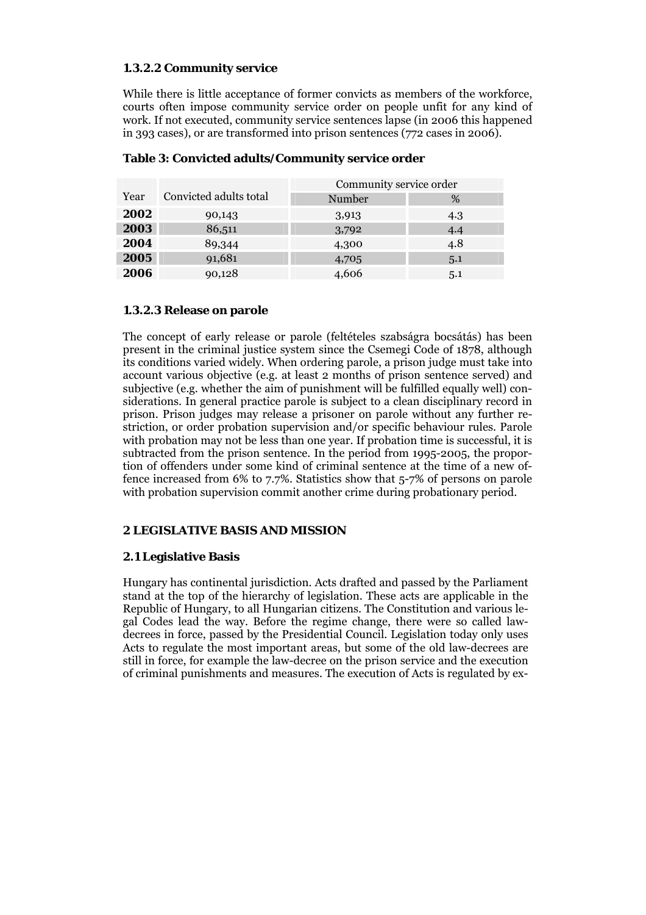### 1.3.2.2 Community service

While there is little acceptance of former convicts as members of the workforce, courts often impose community service order on people unfit for any kind of work. If not executed, community service sentences lapse (in 2006 this happened in 393 cases), or are transformed into prison sentences (772 cases in 2006).

**Table 3: Convicted adults/Community service order**

| Year | Convicted adults total | Community service order | |
|---|---|---|---|
| | | Number | % |
| **2002** | 90,143 | 3,913 | 4.3 |
| **2003** | 86,511 | 3,792 | 4.4 |
| **2004** | 89,344 | 4,300 | 4.8 |
| **2005** | 91,681 | 4,705 | 5.1 |
| **2006** | 90,128 | 4,606 | 5.1 |

### 1.3.2.3 Release on parole

The concept of early release or parole (feltételes szabságra bocsátás) has been present in the criminal justice system since the Csemegi Code of 1878, although its conditions varied widely. When ordering parole, a prison judge must take into account various objective (e.g. at least 2 months of prison sentence served) and subjective (e.g. whether the aim of punishment will be fulfilled equally well) considerations. In general practice parole is subject to a clean disciplinary record in prison. Prison judges may release a prisoner on parole without any further restriction, or order probation supervision and/or specific behaviour rules. Parole with probation may not be less than one year. If probation time is successful, it is subtracted from the prison sentence. In the period from 1995-2005, the proportion of offenders under some kind of criminal sentence at the time of a new offence increased from 6% to 7.7%. Statistics show that 5-7% of persons on parole with probation supervision commit another crime during probationary period.

# 2 LEGISLATIVE BASIS AND MISSION

## 2.1 Legislative Basis

Hungary has continental jurisdiction. Acts drafted and passed by the Parliament stand at the top of the hierarchy of legislation. These acts are applicable in the Republic of Hungary, to all Hungarian citizens. The Constitution and various legal Codes lead the way. Before the regime change, there were so called law-decrees in force, passed by the Presidential Council. Legislation today only uses Acts to regulate the most important areas, but some of the old law-decrees are still in force, for example the law-decree on the prison service and the execution of criminal punishments and measures. The execution of Acts is regulated by ex-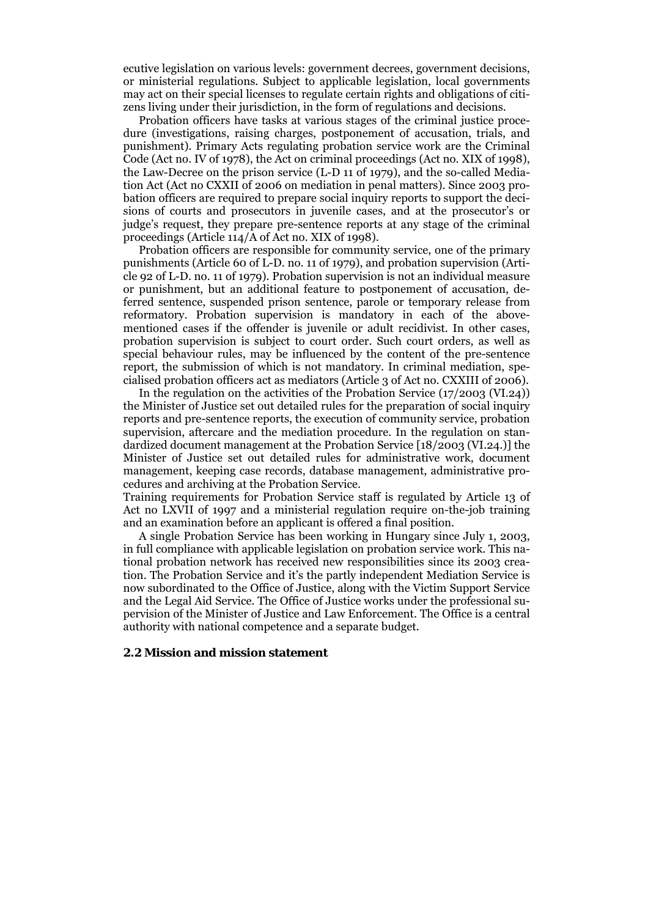ecutive legislation on various levels: government decrees, government decisions, or ministerial regulations. Subject to applicable legislation, local governments may act on their special licenses to regulate certain rights and obligations of citizens living under their jurisdiction, in the form of regulations and decisions.

Probation officers have tasks at various stages of the criminal justice procedure (investigations, raising charges, postponement of accusation, trials, and punishment). Primary Acts regulating probation service work are the Criminal Code (Act no. IV of 1978), the Act on criminal proceedings (Act no. XIX of 1998), the Law-Decree on the prison service (L-D 11 of 1979), and the so-called Mediation Act (Act no CXXII of 2006 on mediation in penal matters). Since 2003 probation officers are required to prepare social inquiry reports to support the decisions of courts and prosecutors in juvenile cases, and at the prosecutor's or judge's request, they prepare pre-sentence reports at any stage of the criminal proceedings (Article 114/A of Act no. XIX of 1998).

Probation officers are responsible for community service, one of the primary punishments (Article 60 of L-D. no. 11 of 1979), and probation supervision (Article 92 of L-D. no. 11 of 1979). Probation supervision is not an individual measure or punishment, but an additional feature to postponement of accusation, deferred sentence, suspended prison sentence, parole or temporary release from reformatory. Probation supervision is mandatory in each of the above-mentioned cases if the offender is juvenile or adult recidivist. In other cases, probation supervision is subject to court order. Such court orders, as well as special behaviour rules, may be influenced by the content of the pre-sentence report, the submission of which is not mandatory. In criminal mediation, specialised probation officers act as mediators (Article 3 of Act no. CXXIII of 2006).

In the regulation on the activities of the Probation Service (17/2003 (VI.24)) the Minister of Justice set out detailed rules for the preparation of social inquiry reports and pre-sentence reports, the execution of community service, probation supervision, aftercare and the mediation procedure. In the regulation on standardized document management at the Probation Service [18/2003 (VI.24.)] the Minister of Justice set out detailed rules for administrative work, document management, keeping case records, database management, administrative procedures and archiving at the Probation Service.

Training requirements for Probation Service staff is regulated by Article 13 of Act no LXVII of 1997 and a ministerial regulation require on-the-job training and an examination before an applicant is offered a final position.

A single Probation Service has been working in Hungary since July 1, 2003, in full compliance with applicable legislation on probation service work. This national probation network has received new responsibilities since its 2003 creation. The Probation Service and it's the partly independent Mediation Service is now subordinated to the Office of Justice, along with the Victim Support Service and the Legal Aid Service. The Office of Justice works under the professional supervision of the Minister of Justice and Law Enforcement. The Office is a central authority with national competence and a separate budget.

## 2.2 Mission and mission statement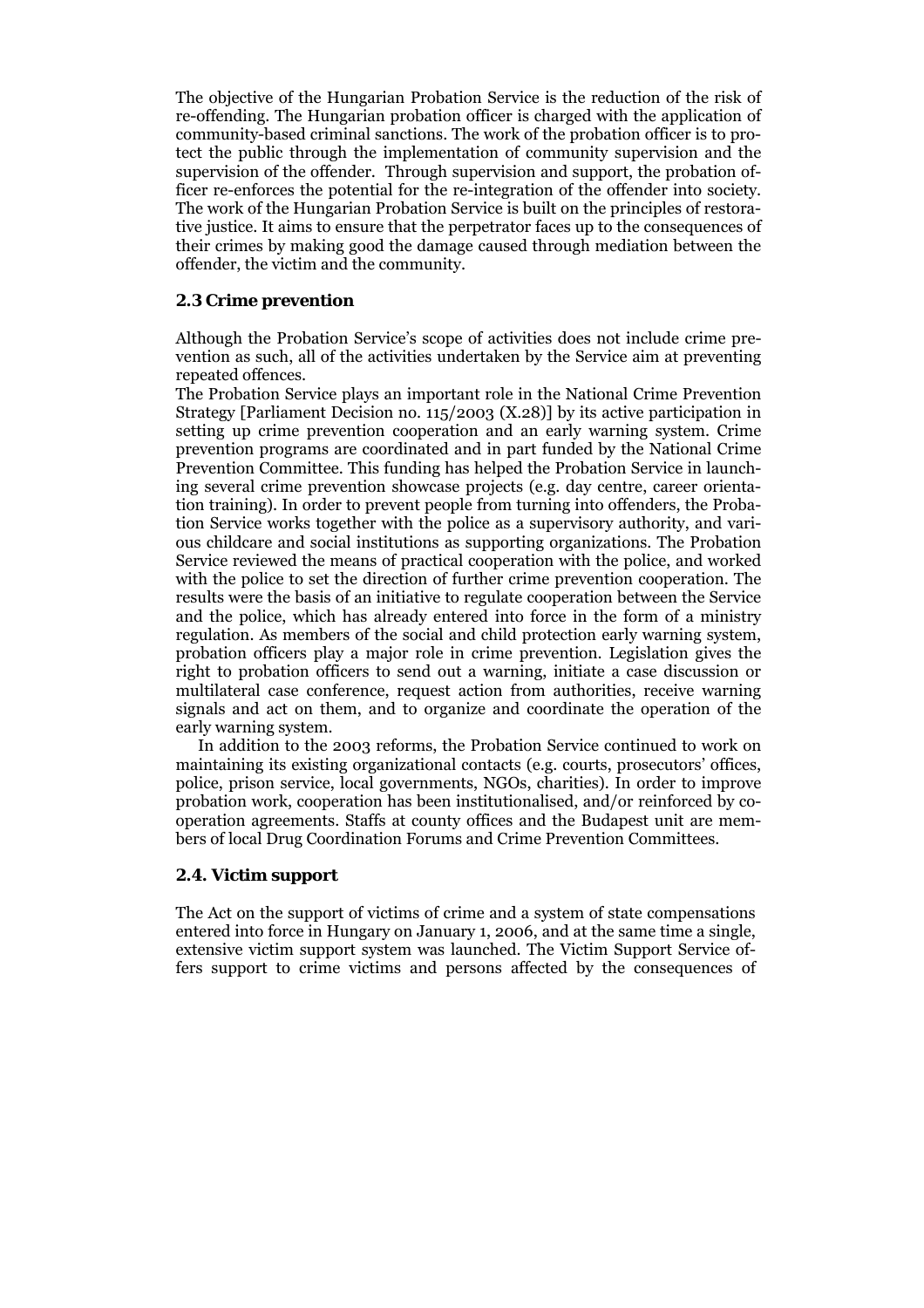The objective of the Hungarian Probation Service is the reduction of the risk of re-offending. The Hungarian probation officer is charged with the application of community-based criminal sanctions. The work of the probation officer is to protect the public through the implementation of community supervision and the supervision of the offender. Through supervision and support, the probation officer re-enforces the potential for the re-integration of the offender into society. The work of the Hungarian Probation Service is built on the principles of restorative justice. It aims to ensure that the perpetrator faces up to the consequences of their crimes by making good the damage caused through mediation between the offender, the victim and the community.

### 2.3 Crime prevention

Although the Probation Service's scope of activities does not include crime prevention as such, all of the activities undertaken by the Service aim at preventing repeated offences.

The Probation Service plays an important role in the National Crime Prevention Strategy [Parliament Decision no. 115/2003 (X.28)] by its active participation in setting up crime prevention cooperation and an early warning system. Crime prevention programs are coordinated and in part funded by the National Crime Prevention Committee. This funding has helped the Probation Service in launching several crime prevention showcase projects (e.g. day centre, career orientation training). In order to prevent people from turning into offenders, the Probation Service works together with the police as a supervisory authority, and various childcare and social institutions as supporting organizations. The Probation Service reviewed the means of practical cooperation with the police, and worked with the police to set the direction of further crime prevention cooperation. The results were the basis of an initiative to regulate cooperation between the Service and the police, which has already entered into force in the form of a ministry regulation. As members of the social and child protection early warning system, probation officers play a major role in crime prevention. Legislation gives the right to probation officers to send out a warning, initiate a case discussion or multilateral case conference, request action from authorities, receive warning signals and act on them, and to organize and coordinate the operation of the early warning system.

In addition to the 2003 reforms, the Probation Service continued to work on maintaining its existing organizational contacts (e.g. courts, prosecutors' offices, police, prison service, local governments, NGOs, charities). In order to improve probation work, cooperation has been institutionalised, and/or reinforced by cooperation agreements. Staffs at county offices and the Budapest unit are members of local Drug Coordination Forums and Crime Prevention Committees.

### 2.4. Victim support

The Act on the support of victims of crime and a system of state compensations entered into force in Hungary on January 1, 2006, and at the same time a single, extensive victim support system was launched. The Victim Support Service offers support to crime victims and persons affected by the consequences of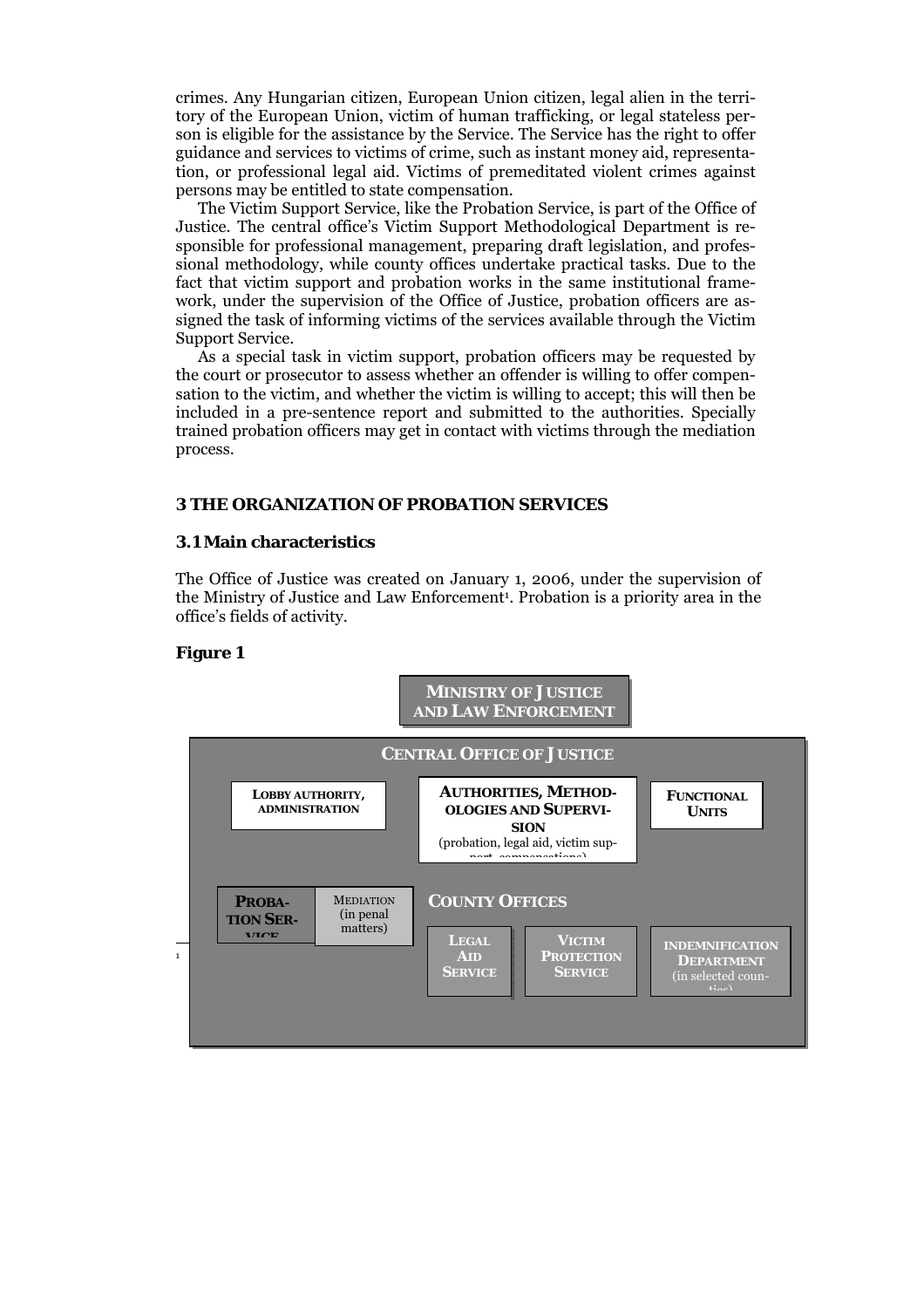crimes. Any Hungarian citizen, European Union citizen, legal alien in the territory of the European Union, victim of human trafficking, or legal stateless person is eligible for the assistance by the Service. The Service has the right to offer guidance and services to victims of crime, such as instant money aid, representation, or professional legal aid. Victims of premeditated violent crimes against persons may be entitled to state compensation.

The Victim Support Service, like the Probation Service, is part of the Office of Justice. The central office's Victim Support Methodological Department is responsible for professional management, preparing draft legislation, and professional methodology, while county offices undertake practical tasks. Due to the fact that victim support and probation works in the same institutional framework, under the supervision of the Office of Justice, probation officers are assigned the task of informing victims of the services available through the Victim Support Service.

As a special task in victim support, probation officers may be requested by the court or prosecutor to assess whether an offender is willing to offer compensation to the victim, and whether the victim is willing to accept; this will then be included in a pre-sentence report and submitted to the authorities. Specially trained probation officers may get in contact with victims through the mediation process.

## 3 THE ORGANIZATION OF PROBATION SERVICES

### 3.1 Main characteristics

The Office of Justice was created on January 1, 2006, under the supervision of the Ministry of Justice and Law Enforcement[1]. Probation is a priority area in the office's fields of activity.

**Figure 1**

MINISTRY OF JUSTICE AND LAW ENFORCEMENT

CENTRAL OFFICE OF JUSTICE

- LOBBY AUTHORITY, ADMINISTRATION
- AUTHORITIES, METHODOLOGIES AND SUPERVISION (probation, legal aid, victim support, compensations)
- FUNCTIONAL UNITS

COUNTY OFFICES

- PROBATION SERVICE
- MEDIATION (in penal matters)
- LEGAL AID SERVICE
- VICTIM PROTECTION SERVICE
- INDEMNIFICATION DEPARTMENT (in selected counties)

[1]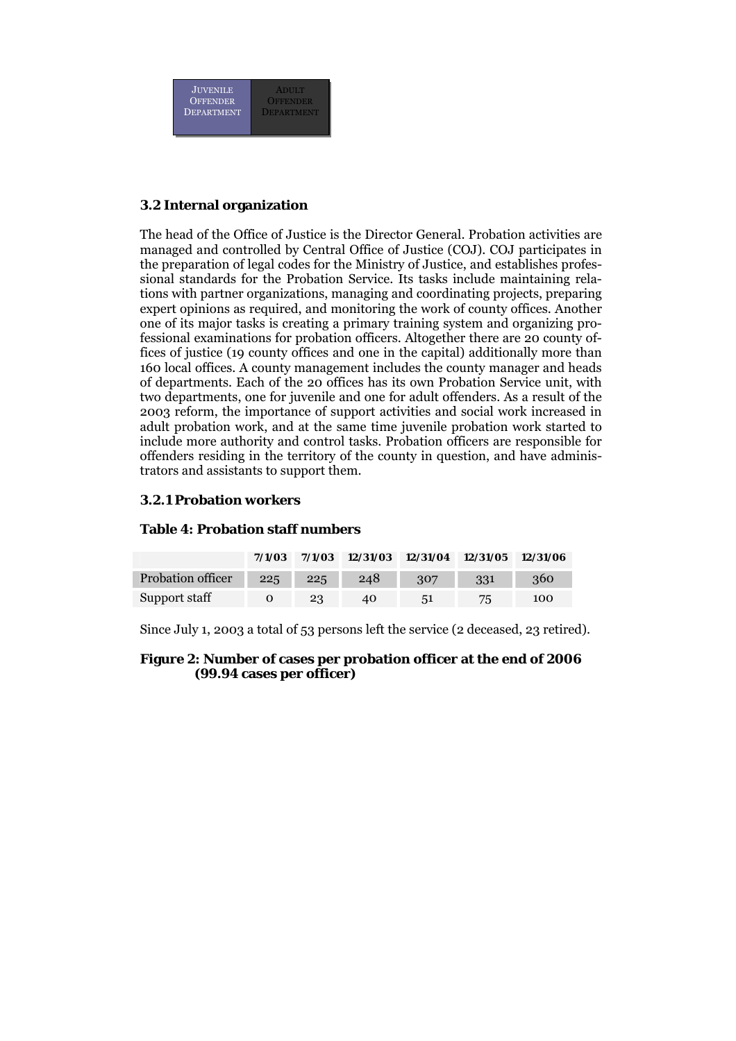| JUVENILE OFFENDER DEPARTMENT | ADULT OFFENDER DEPARTMENT |
|---|---|

### 3.2 Internal organization

The head of the Office of Justice is the Director General. Probation activities are managed and controlled by Central Office of Justice (COJ). COJ participates in the preparation of legal codes for the Ministry of Justice, and establishes professional standards for the Probation Service. Its tasks include maintaining relations with partner organizations, managing and coordinating projects, preparing expert opinions as required, and monitoring the work of county offices. Another one of its major tasks is creating a primary training system and organizing professional examinations for probation officers. Altogether there are 20 county offices of justice (19 county offices and one in the capital) additionally more than 160 local offices. A county management includes the county manager and heads of departments. Each of the 20 offices has its own Probation Service unit, with two departments, one for juvenile and one for adult offenders. As a result of the 2003 reform, the importance of support activities and social work increased in adult probation work, and at the same time juvenile probation work started to include more authority and control tasks. Probation officers are responsible for offenders residing in the territory of the county in question, and have administrators and assistants to support them.

#### 3.2.1 Probation workers

**Table 4: Probation staff numbers**

| | 7/1/03 | 7/1/03 | 12/31/03 | 12/31/04 | 12/31/05 | 12/31/06 |
|---|---|---|---|---|---|---|
| Probation officer | 225 | 225 | 248 | 307 | 331 | 360 |
| Support staff | 0 | 23 | 40 | 51 | 75 | 100 |

Since July 1, 2003 a total of 53 persons left the service (2 deceased, 23 retired).

**Figure 2: Number of cases per probation officer at the end of 2006 (99.94 cases per officer)**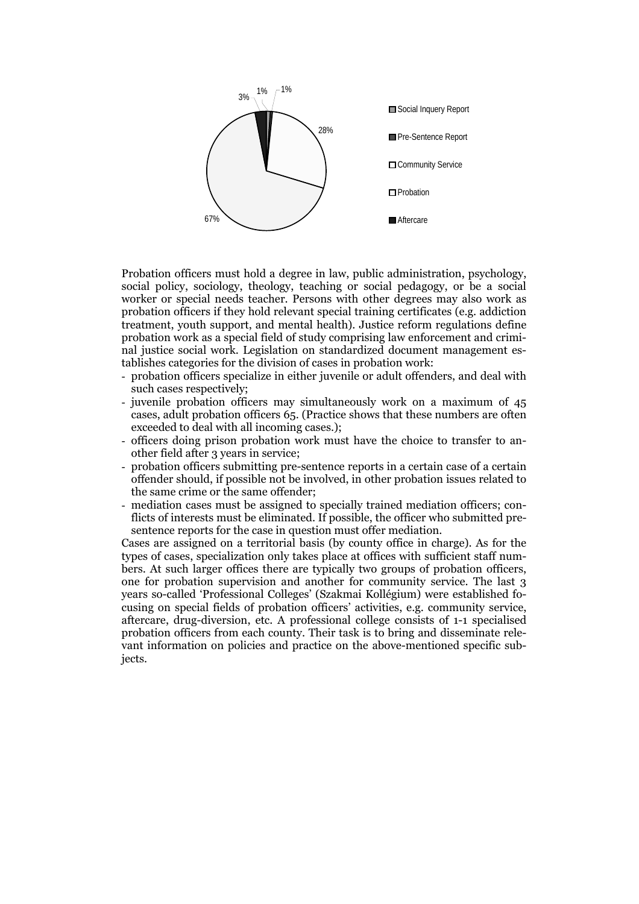3% 1% 1%

28%

67%

Social Inquery Report

Pre-Sentence Report

Community Service

Probation

Aftercare

Probation officers must hold a degree in law, public administration, psychology, social policy, sociology, theology, teaching or social pedagogy, or be a social worker or special needs teacher. Persons with other degrees may also work as probation officers if they hold relevant special training certificates (e.g. addiction treatment, youth support, and mental health). Justice reform regulations define probation work as a special field of study comprising law enforcement and criminal justice social work. Legislation on standardized document management establishes categories for the division of cases in probation work:

- probation officers specialize in either juvenile or adult offenders, and deal with such cases respectively;
- juvenile probation officers may simultaneously work on a maximum of 45 cases, adult probation officers 65. (Practice shows that these numbers are often exceeded to deal with all incoming cases.);
- officers doing prison probation work must have the choice to transfer to another field after 3 years in service;
- probation officers submitting pre-sentence reports in a certain case of a certain offender should, if possible not be involved, in other probation issues related to the same crime or the same offender;
- mediation cases must be assigned to specially trained mediation officers; conflicts of interests must be eliminated. If possible, the officer who submitted pre-sentence reports for the case in question must offer mediation.

Cases are assigned on a territorial basis (by county office in charge). As for the types of cases, specialization only takes place at offices with sufficient staff numbers. At such larger offices there are typically two groups of probation officers, one for probation supervision and another for community service. The last 3 years so-called 'Professional Colleges' (Szakmai Kollégium) were established focusing on special fields of probation officers' activities, e.g. community service, aftercare, drug-diversion, etc. A professional college consists of 1-1 specialised probation officers from each county. Their task is to bring and disseminate relevant information on policies and practice on the above-mentioned specific subjects.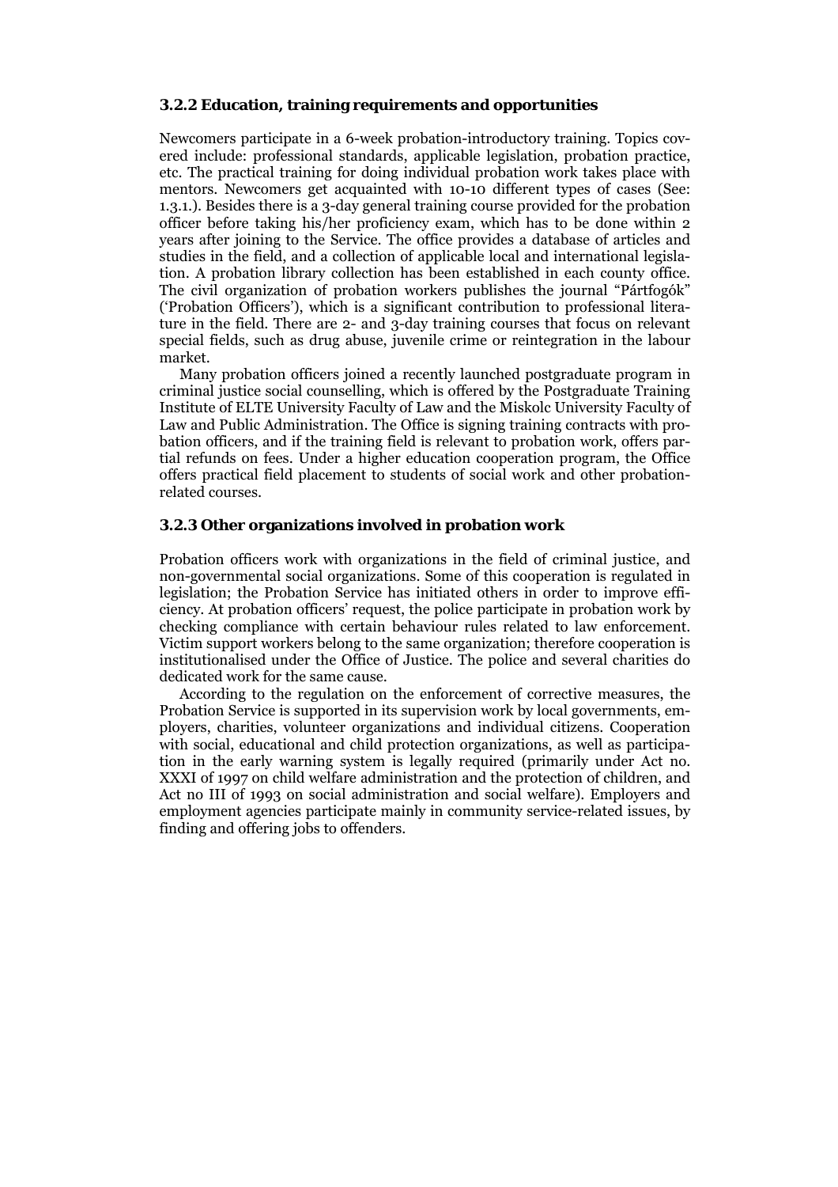### 3.2.2 Education, training requirements and opportunities

Newcomers participate in a 6-week probation-introductory training. Topics covered include: professional standards, applicable legislation, probation practice, etc. The practical training for doing individual probation work takes place with mentors. Newcomers get acquainted with 10-10 different types of cases (See: 1.3.1.). Besides there is a 3-day general training course provided for the probation officer before taking his/her proficiency exam, which has to be done within 2 years after joining to the Service. The office provides a database of articles and studies in the field, and a collection of applicable local and international legislation. A probation library collection has been established in each county office. The civil organization of probation workers publishes the journal "Pártfogók" ('Probation Officers'), which is a significant contribution to professional literature in the field. There are 2- and 3-day training courses that focus on relevant special fields, such as drug abuse, juvenile crime or reintegration in the labour market.

Many probation officers joined a recently launched postgraduate program in criminal justice social counselling, which is offered by the Postgraduate Training Institute of ELTE University Faculty of Law and the Miskolc University Faculty of Law and Public Administration. The Office is signing training contracts with probation officers, and if the training field is relevant to probation work, offers partial refunds on fees. Under a higher education cooperation program, the Office offers practical field placement to students of social work and other probation-related courses.

### 3.2.3 Other organizations involved in probation work

Probation officers work with organizations in the field of criminal justice, and non-governmental social organizations. Some of this cooperation is regulated in legislation; the Probation Service has initiated others in order to improve efficiency. At probation officers' request, the police participate in probation work by checking compliance with certain behaviour rules related to law enforcement. Victim support workers belong to the same organization; therefore cooperation is institutionalised under the Office of Justice. The police and several charities do dedicated work for the same cause.

According to the regulation on the enforcement of corrective measures, the Probation Service is supported in its supervision work by local governments, employers, charities, volunteer organizations and individual citizens. Cooperation with social, educational and child protection organizations, as well as participation in the early warning system is legally required (primarily under Act no. XXXI of 1997 on child welfare administration and the protection of children, and Act no III of 1993 on social administration and social welfare). Employers and employment agencies participate mainly in community service-related issues, by finding and offering jobs to offenders.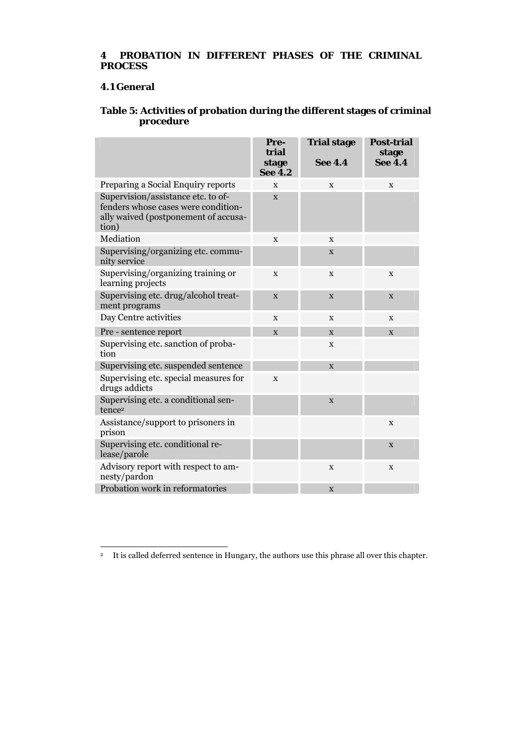## 4 PROBATION IN DIFFERENT PHASES OF THE CRIMINAL PROCESS

### 4.1 General

**Table 5: Activities of probation during the different stages of criminal procedure**

| | Pre-trial stage See 4.2 | Trial stage See 4.4 | Post-trial stage See 4.4 |
|---|---|---|---|
| Preparing a Social Enquiry reports | x | x | x |
| Supervision/assistance etc. to offenders whose cases were conditionally waived (postponement of accusation) | x | | |
| Mediation | x | x | |
| Supervising/organizing etc. community service | | x | |
| Supervising/organizing training or learning projects | x | x | x |
| Supervising etc. drug/alcohol treatment programs | x | x | x |
| Day Centre activities | x | x | x |
| Pre - sentence report | x | x | x |
| Supervising etc. sanction of probation | | x | |
| Supervising etc. suspended sentence | | x | |
| Supervising etc. special measures for drugs addicts | x | | |
| Supervising etc. a conditional sentence[2] | | x | |
| Assistance/support to prisoners in prison | | | x |
| Supervising etc. conditional release/parole | | | x |
| Advisory report with respect to amnesty/pardon | | x | x |
| Probation work in reformatories | | x | |

[2] It is called deferred sentence in Hungary, the authors use this phrase all over this chapter.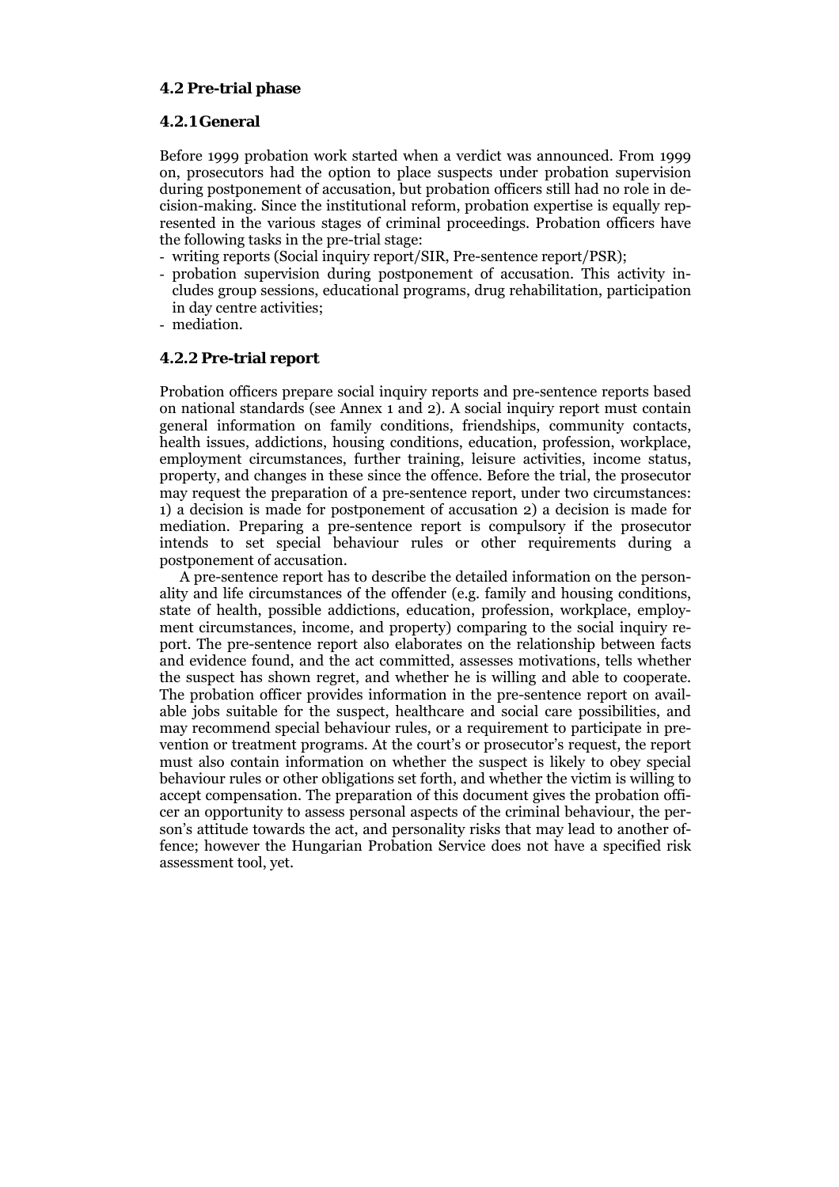### 4.2 Pre-trial phase

#### 4.2.1 General

Before 1999 probation work started when a verdict was announced. From 1999 on, prosecutors had the option to place suspects under probation supervision during postponement of accusation, but probation officers still had no role in decision-making. Since the institutional reform, probation expertise is equally represented in the various stages of criminal proceedings. Probation officers have the following tasks in the pre-trial stage:

- writing reports (Social inquiry report/SIR, Pre-sentence report/PSR);
- probation supervision during postponement of accusation. This activity includes group sessions, educational programs, drug rehabilitation, participation in day centre activities;
- mediation.

#### 4.2.2 Pre-trial report

Probation officers prepare social inquiry reports and pre-sentence reports based on national standards (see Annex 1 and 2). A social inquiry report must contain general information on family conditions, friendships, community contacts, health issues, addictions, housing conditions, education, profession, workplace, employment circumstances, further training, leisure activities, income status, property, and changes in these since the offence. Before the trial, the prosecutor may request the preparation of a pre-sentence report, under two circumstances: 1) a decision is made for postponement of accusation 2) a decision is made for mediation. Preparing a pre-sentence report is compulsory if the prosecutor intends to set special behaviour rules or other requirements during a postponement of accusation.

A pre-sentence report has to describe the detailed information on the personality and life circumstances of the offender (e.g. family and housing conditions, state of health, possible addictions, education, profession, workplace, employment circumstances, income, and property) comparing to the social inquiry report. The pre-sentence report also elaborates on the relationship between facts and evidence found, and the act committed, assesses motivations, tells whether the suspect has shown regret, and whether he is willing and able to cooperate. The probation officer provides information in the pre-sentence report on available jobs suitable for the suspect, healthcare and social care possibilities, and may recommend special behaviour rules, or a requirement to participate in prevention or treatment programs. At the court's or prosecutor's request, the report must also contain information on whether the suspect is likely to obey special behaviour rules or other obligations set forth, and whether the victim is willing to accept compensation. The preparation of this document gives the probation officer an opportunity to assess personal aspects of the criminal behaviour, the person's attitude towards the act, and personality risks that may lead to another offence; however the Hungarian Probation Service does not have a specified risk assessment tool, yet.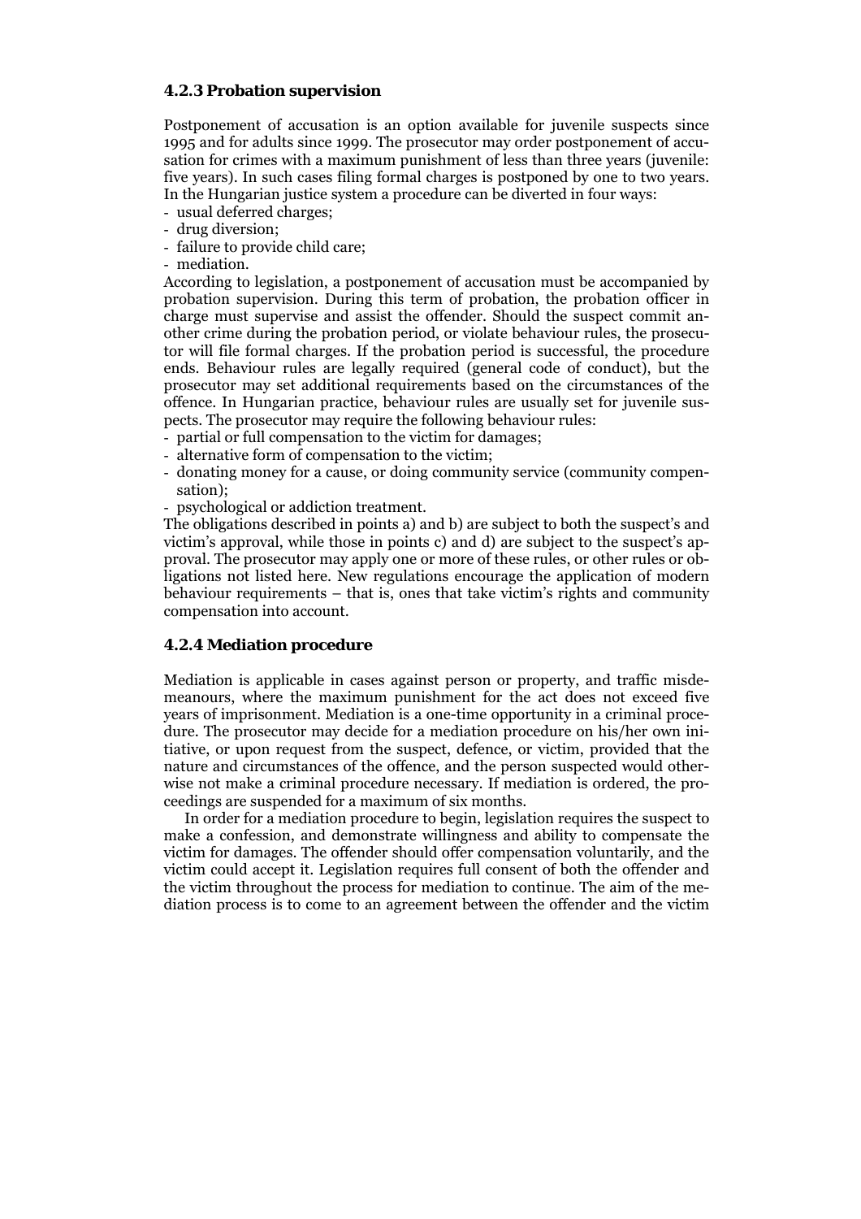### 4.2.3 Probation supervision

Postponement of accusation is an option available for juvenile suspects since 1995 and for adults since 1999. The prosecutor may order postponement of accusation for crimes with a maximum punishment of less than three years (juvenile: five years). In such cases filing formal charges is postponed by one to two years. In the Hungarian justice system a procedure can be diverted in four ways:

- usual deferred charges;
- drug diversion;
- failure to provide child care;
- mediation.

According to legislation, a postponement of accusation must be accompanied by probation supervision. During this term of probation, the probation officer in charge must supervise and assist the offender. Should the suspect commit another crime during the probation period, or violate behaviour rules, the prosecutor will file formal charges. If the probation period is successful, the procedure ends. Behaviour rules are legally required (general code of conduct), but the prosecutor may set additional requirements based on the circumstances of the offence. In Hungarian practice, behaviour rules are usually set for juvenile suspects. The prosecutor may require the following behaviour rules:

- partial or full compensation to the victim for damages;
- alternative form of compensation to the victim;
- donating money for a cause, or doing community service (community compensation);
- psychological or addiction treatment.

The obligations described in points a) and b) are subject to both the suspect's and victim's approval, while those in points c) and d) are subject to the suspect's approval. The prosecutor may apply one or more of these rules, or other rules or obligations not listed here. New regulations encourage the application of modern behaviour requirements – that is, ones that take victim's rights and community compensation into account.

### 4.2.4 Mediation procedure

Mediation is applicable in cases against person or property, and traffic misdemeanours, where the maximum punishment for the act does not exceed five years of imprisonment. Mediation is a one-time opportunity in a criminal procedure. The prosecutor may decide for a mediation procedure on his/her own initiative, or upon request from the suspect, defence, or victim, provided that the nature and circumstances of the offence, and the person suspected would otherwise not make a criminal procedure necessary. If mediation is ordered, the proceedings are suspended for a maximum of six months.

In order for a mediation procedure to begin, legislation requires the suspect to make a confession, and demonstrate willingness and ability to compensate the victim for damages. The offender should offer compensation voluntarily, and the victim could accept it. Legislation requires full consent of both the offender and the victim throughout the process for mediation to continue. The aim of the mediation process is to come to an agreement between the offender and the victim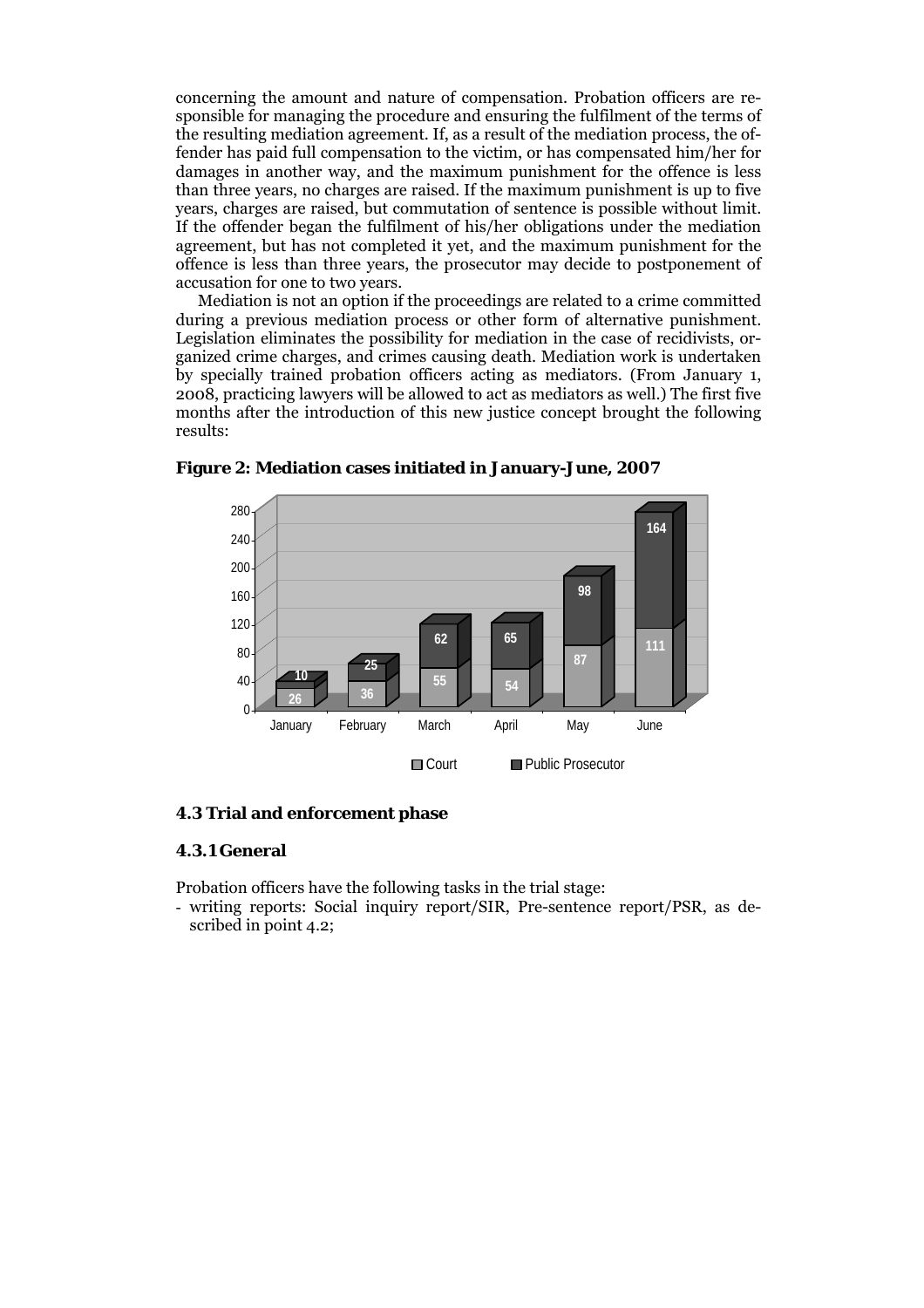concerning the amount and nature of compensation. Probation officers are responsible for managing the procedure and ensuring the fulfilment of the terms of the resulting mediation agreement. If, as a result of the mediation process, the offender has paid full compensation to the victim, or has compensated him/her for damages in another way, and the maximum punishment for the offence is less than three years, no charges are raised. If the maximum punishment is up to five years, charges are raised, but commutation of sentence is possible without limit. If the offender began the fulfilment of his/her obligations under the mediation agreement, but has not completed it yet, and the maximum punishment for the offence is less than three years, the prosecutor may decide to postponement of accusation for one to two years.

Mediation is not an option if the proceedings are related to a crime committed during a previous mediation process or other form of alternative punishment. Legislation eliminates the possibility for mediation in the case of recidivists, organized crime charges, and crimes causing death. Mediation work is undertaken by specially trained probation officers acting as mediators. (From January 1, 2008, practicing lawyers will be allowed to act as mediators as well.) The first five months after the introduction of this new justice concept brought the following results:

**Figure 2: Mediation cases initiated in January-June, 2007**

| | January | February | March | April | May | June |
|---|---|---|---|---|---|---|
| Court | 26 | 36 | 55 | 54 | 87 | 111 |
| Public Prosecutor | 10 | 25 | 62 | 65 | 98 | 164 |

## 4.3 Trial and enforcement phase

### 4.3.1 General

Probation officers have the following tasks in the trial stage:

- writing reports: Social inquiry report/SIR, Pre-sentence report/PSR, as described in point 4.2;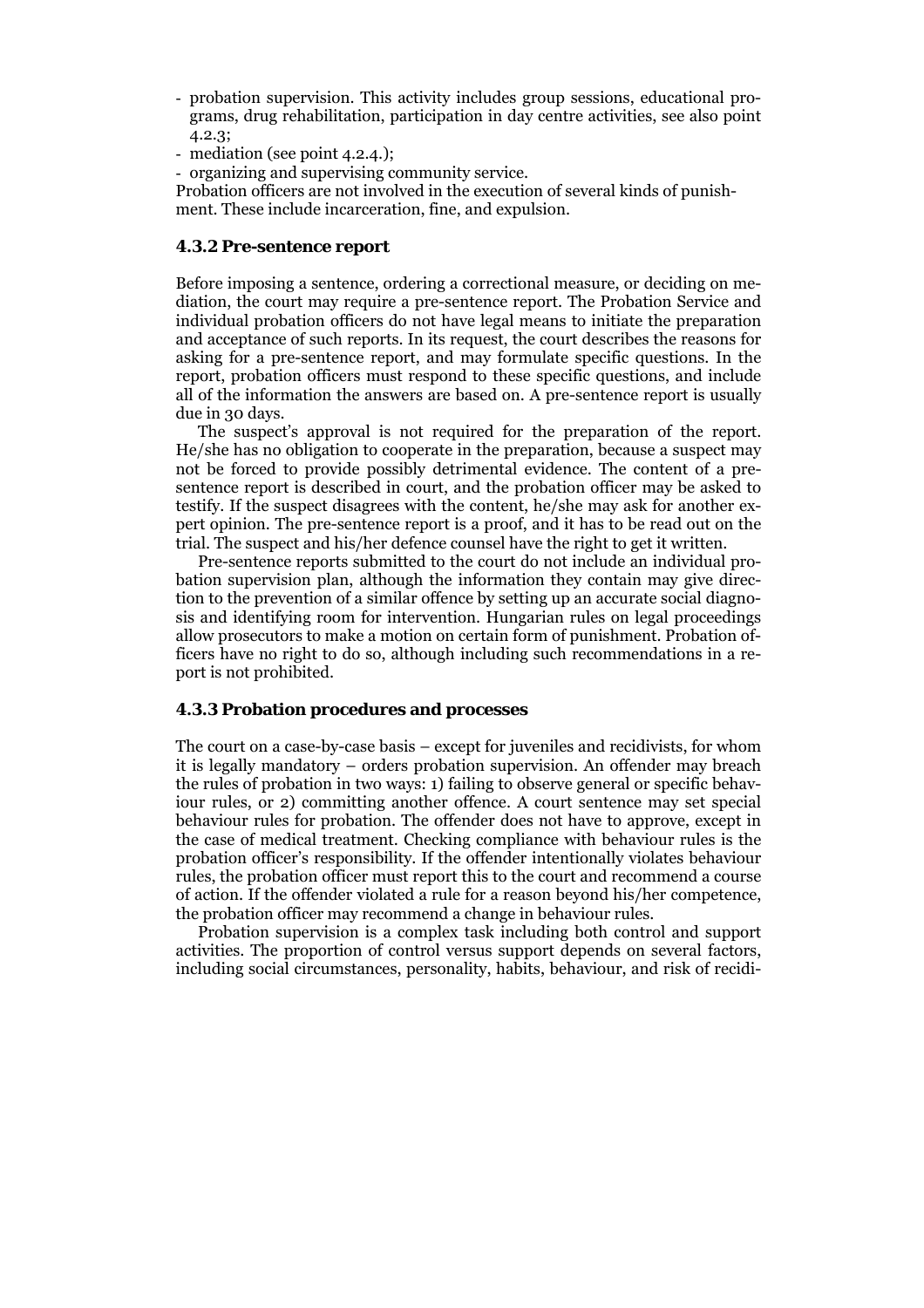- probation supervision. This activity includes group sessions, educational programs, drug rehabilitation, participation in day centre activities, see also point 4.2.3;
- mediation (see point 4.2.4.);
- organizing and supervising community service.

Probation officers are not involved in the execution of several kinds of punishment. These include incarceration, fine, and expulsion.

### 4.3.2 Pre-sentence report

Before imposing a sentence, ordering a correctional measure, or deciding on mediation, the court may require a pre-sentence report. The Probation Service and individual probation officers do not have legal means to initiate the preparation and acceptance of such reports. In its request, the court describes the reasons for asking for a pre-sentence report, and may formulate specific questions. In the report, probation officers must respond to these specific questions, and include all of the information the answers are based on. A pre-sentence report is usually due in 30 days.

The suspect's approval is not required for the preparation of the report. He/she has no obligation to cooperate in the preparation, because a suspect may not be forced to provide possibly detrimental evidence. The content of a pre-sentence report is described in court, and the probation officer may be asked to testify. If the suspect disagrees with the content, he/she may ask for another expert opinion. The pre-sentence report is a proof, and it has to be read out on the trial. The suspect and his/her defence counsel have the right to get it written.

Pre-sentence reports submitted to the court do not include an individual probation supervision plan, although the information they contain may give direction to the prevention of a similar offence by setting up an accurate social diagnosis and identifying room for intervention. Hungarian rules on legal proceedings allow prosecutors to make a motion on certain form of punishment. Probation officers have no right to do so, although including such recommendations in a report is not prohibited.

### 4.3.3 Probation procedures and processes

The court on a case-by-case basis – except for juveniles and recidivists, for whom it is legally mandatory – orders probation supervision. An offender may breach the rules of probation in two ways: 1) failing to observe general or specific behaviour rules, or 2) committing another offence. A court sentence may set special behaviour rules for probation. The offender does not have to approve, except in the case of medical treatment. Checking compliance with behaviour rules is the probation officer's responsibility. If the offender intentionally violates behaviour rules, the probation officer must report this to the court and recommend a course of action. If the offender violated a rule for a reason beyond his/her competence, the probation officer may recommend a change in behaviour rules.

Probation supervision is a complex task including both control and support activities. The proportion of control versus support depends on several factors, including social circumstances, personality, habits, behaviour, and risk of recidi-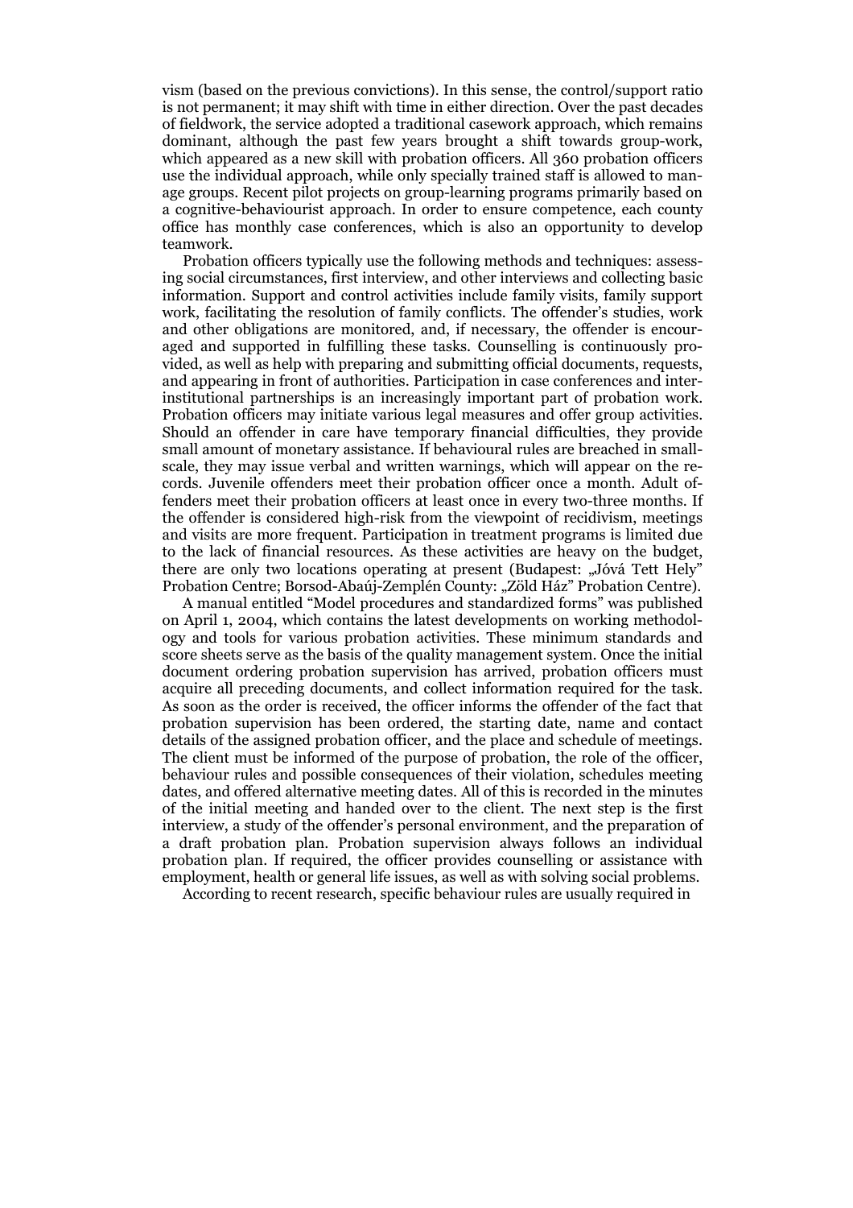vism (based on the previous convictions). In this sense, the control/support ratio is not permanent; it may shift with time in either direction. Over the past decades of fieldwork, the service adopted a traditional casework approach, which remains dominant, although the past few years brought a shift towards group-work, which appeared as a new skill with probation officers. All 360 probation officers use the individual approach, while only specially trained staff is allowed to manage groups. Recent pilot projects on group-learning programs primarily based on a cognitive-behaviourist approach. In order to ensure competence, each county office has monthly case conferences, which is also an opportunity to develop teamwork.

Probation officers typically use the following methods and techniques: assessing social circumstances, first interview, and other interviews and collecting basic information. Support and control activities include family visits, family support work, facilitating the resolution of family conflicts. The offender's studies, work and other obligations are monitored, and, if necessary, the offender is encouraged and supported in fulfilling these tasks. Counselling is continuously provided, as well as help with preparing and submitting official documents, requests, and appearing in front of authorities. Participation in case conferences and inter-institutional partnerships is an increasingly important part of probation work. Probation officers may initiate various legal measures and offer group activities. Should an offender in care have temporary financial difficulties, they provide small amount of monetary assistance. If behavioural rules are breached in small-scale, they may issue verbal and written warnings, which will appear on the records. Juvenile offenders meet their probation officer once a month. Adult offenders meet their probation officers at least once in every two-three months. If the offender is considered high-risk from the viewpoint of recidivism, meetings and visits are more frequent. Participation in treatment programs is limited due to the lack of financial resources. As these activities are heavy on the budget, there are only two locations operating at present (Budapest: „Jóvá Tett Hely" Probation Centre; Borsod-Abaúj-Zemplén County: „Zöld Ház" Probation Centre).

A manual entitled "Model procedures and standardized forms" was published on April 1, 2004, which contains the latest developments on working methodology and tools for various probation activities. These minimum standards and score sheets serve as the basis of the quality management system. Once the initial document ordering probation supervision has arrived, probation officers must acquire all preceding documents, and collect information required for the task. As soon as the order is received, the officer informs the offender of the fact that probation supervision has been ordered, the starting date, name and contact details of the assigned probation officer, and the place and schedule of meetings. The client must be informed of the purpose of probation, the role of the officer, behaviour rules and possible consequences of their violation, schedules meeting dates, and offered alternative meeting dates. All of this is recorded in the minutes of the initial meeting and handed over to the client. The next step is the first interview, a study of the offender's personal environment, and the preparation of a draft probation plan. Probation supervision always follows an individual probation plan. If required, the officer provides counselling or assistance with employment, health or general life issues, as well as with solving social problems.

According to recent research, specific behaviour rules are usually required in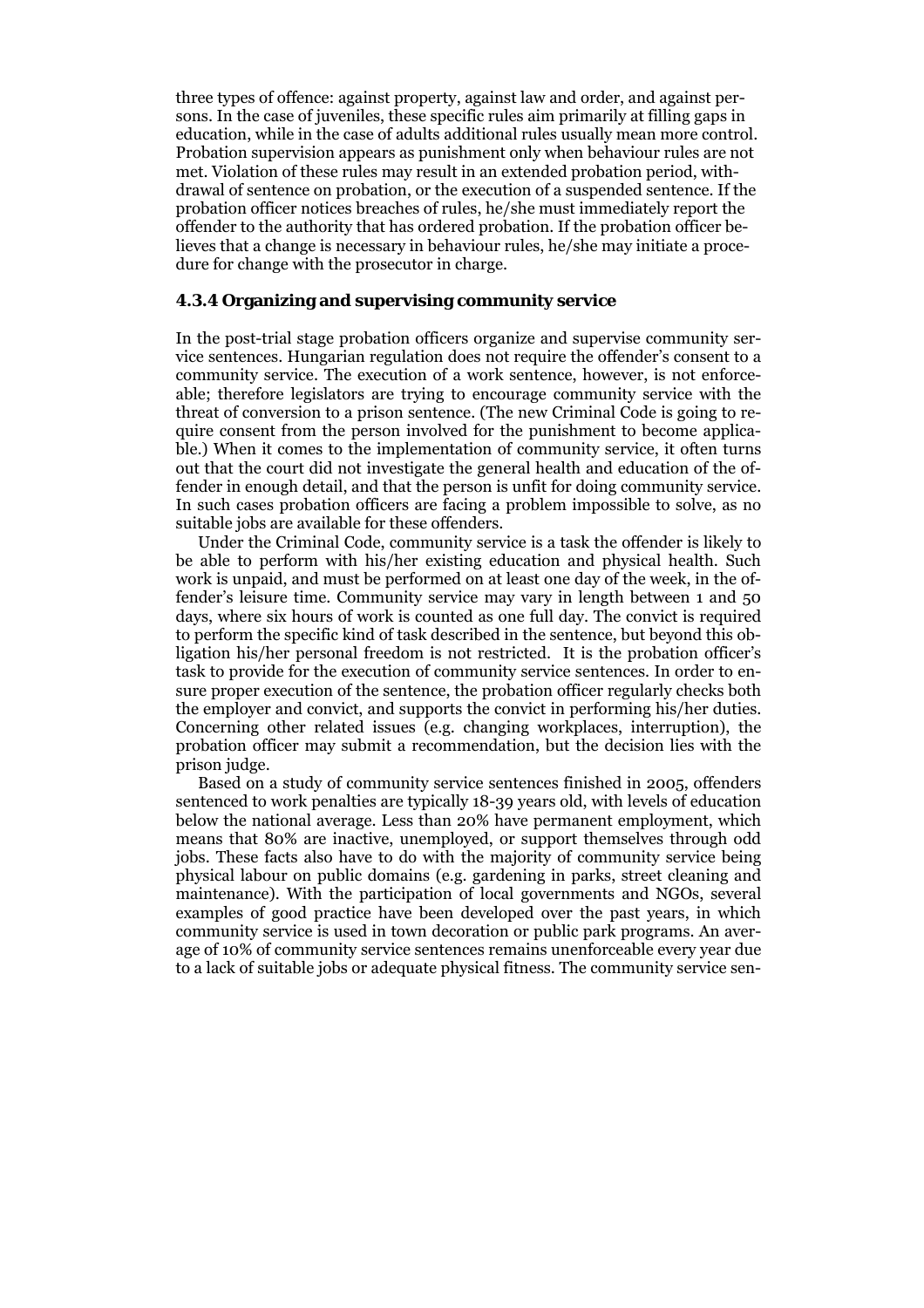three types of offence: against property, against law and order, and against persons. In the case of juveniles, these specific rules aim primarily at filling gaps in education, while in the case of adults additional rules usually mean more control. Probation supervision appears as punishment only when behaviour rules are not met. Violation of these rules may result in an extended probation period, withdrawal of sentence on probation, or the execution of a suspended sentence. If the probation officer notices breaches of rules, he/she must immediately report the offender to the authority that has ordered probation. If the probation officer believes that a change is necessary in behaviour rules, he/she may initiate a procedure for change with the prosecutor in charge.

### 4.3.4 Organizing and supervising community service

In the post-trial stage probation officers organize and supervise community service sentences. Hungarian regulation does not require the offender's consent to a community service. The execution of a work sentence, however, is not enforceable; therefore legislators are trying to encourage community service with the threat of conversion to a prison sentence. (The new Criminal Code is going to require consent from the person involved for the punishment to become applicable.) When it comes to the implementation of community service, it often turns out that the court did not investigate the general health and education of the offender in enough detail, and that the person is unfit for doing community service. In such cases probation officers are facing a problem impossible to solve, as no suitable jobs are available for these offenders.

Under the Criminal Code, community service is a task the offender is likely to be able to perform with his/her existing education and physical health. Such work is unpaid, and must be performed on at least one day of the week, in the offender's leisure time. Community service may vary in length between 1 and 50 days, where six hours of work is counted as one full day. The convict is required to perform the specific kind of task described in the sentence, but beyond this obligation his/her personal freedom is not restricted. It is the probation officer's task to provide for the execution of community service sentences. In order to ensure proper execution of the sentence, the probation officer regularly checks both the employer and convict, and supports the convict in performing his/her duties. Concerning other related issues (e.g. changing workplaces, interruption), the probation officer may submit a recommendation, but the decision lies with the prison judge.

Based on a study of community service sentences finished in 2005, offenders sentenced to work penalties are typically 18-39 years old, with levels of education below the national average. Less than 20% have permanent employment, which means that 80% are inactive, unemployed, or support themselves through odd jobs. These facts also have to do with the majority of community service being physical labour on public domains (e.g. gardening in parks, street cleaning and maintenance). With the participation of local governments and NGOs, several examples of good practice have been developed over the past years, in which community service is used in town decoration or public park programs. An average of 10% of community service sentences remains unenforceable every year due to a lack of suitable jobs or adequate physical fitness. The community service sen-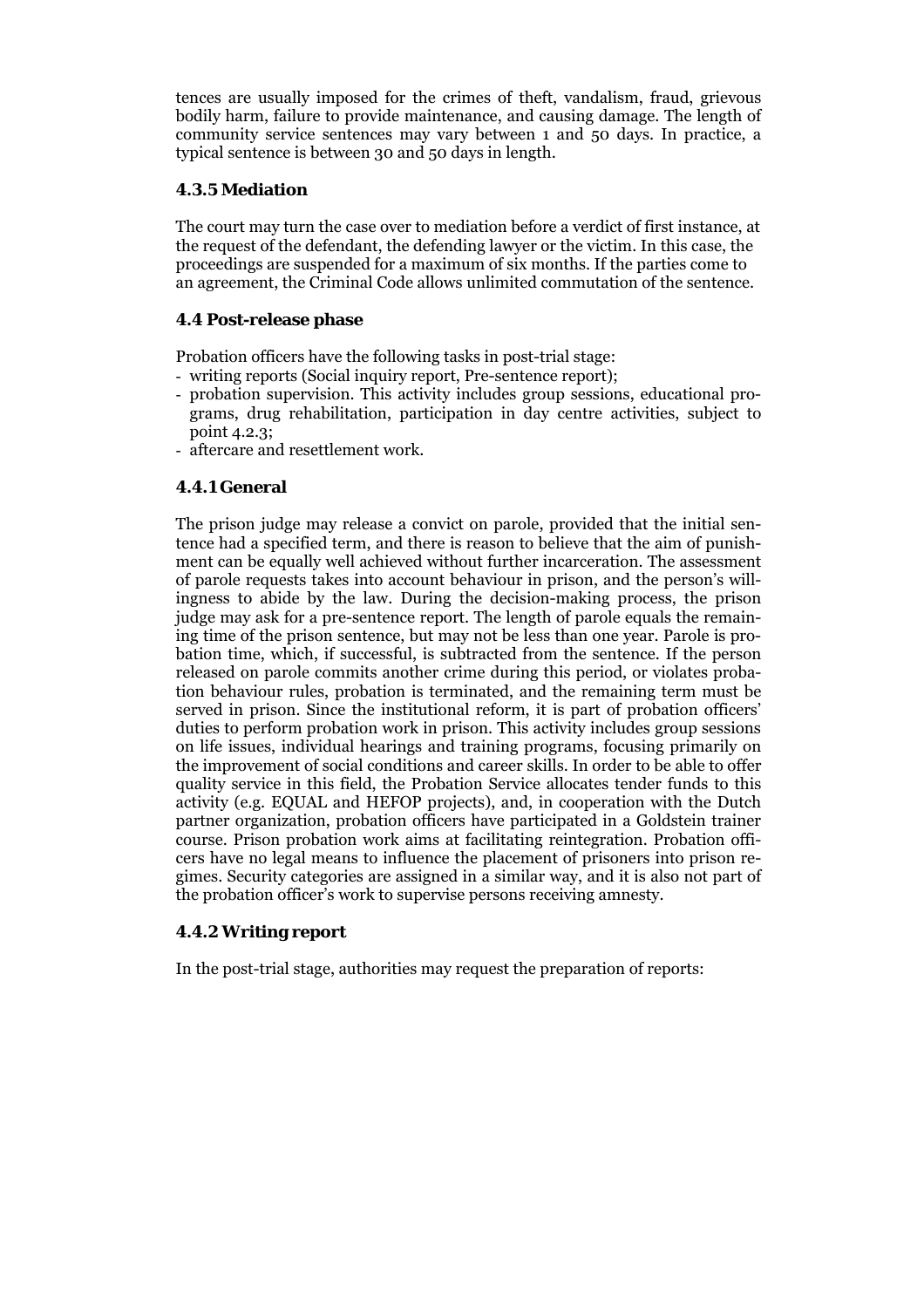tences are usually imposed for the crimes of theft, vandalism, fraud, grievous bodily harm, failure to provide maintenance, and causing damage. The length of community service sentences may vary between 1 and 50 days. In practice, a typical sentence is between 30 and 50 days in length.

### 4.3.5 Mediation

The court may turn the case over to mediation before a verdict of first instance, at the request of the defendant, the defending lawyer or the victim. In this case, the proceedings are suspended for a maximum of six months. If the parties come to an agreement, the Criminal Code allows unlimited commutation of the sentence.

## 4.4 Post-release phase

Probation officers have the following tasks in post-trial stage:

- writing reports (Social inquiry report, Pre-sentence report);
- probation supervision. This activity includes group sessions, educational programs, drug rehabilitation, participation in day centre activities, subject to point 4.2.3;
- aftercare and resettlement work.

### 4.4.1 General

The prison judge may release a convict on parole, provided that the initial sentence had a specified term, and there is reason to believe that the aim of punishment can be equally well achieved without further incarceration. The assessment of parole requests takes into account behaviour in prison, and the person's willingness to abide by the law. During the decision-making process, the prison judge may ask for a pre-sentence report. The length of parole equals the remaining time of the prison sentence, but may not be less than one year. Parole is probation time, which, if successful, is subtracted from the sentence. If the person released on parole commits another crime during this period, or violates probation behaviour rules, probation is terminated, and the remaining term must be served in prison. Since the institutional reform, it is part of probation officers' duties to perform probation work in prison. This activity includes group sessions on life issues, individual hearings and training programs, focusing primarily on the improvement of social conditions and career skills. In order to be able to offer quality service in this field, the Probation Service allocates tender funds to this activity (e.g. EQUAL and HEFOP projects), and, in cooperation with the Dutch partner organization, probation officers have participated in a Goldstein trainer course. Prison probation work aims at facilitating reintegration. Probation officers have no legal means to influence the placement of prisoners into prison regimes. Security categories are assigned in a similar way, and it is also not part of the probation officer's work to supervise persons receiving amnesty.

### 4.4.2 Writing report

In the post-trial stage, authorities may request the preparation of reports: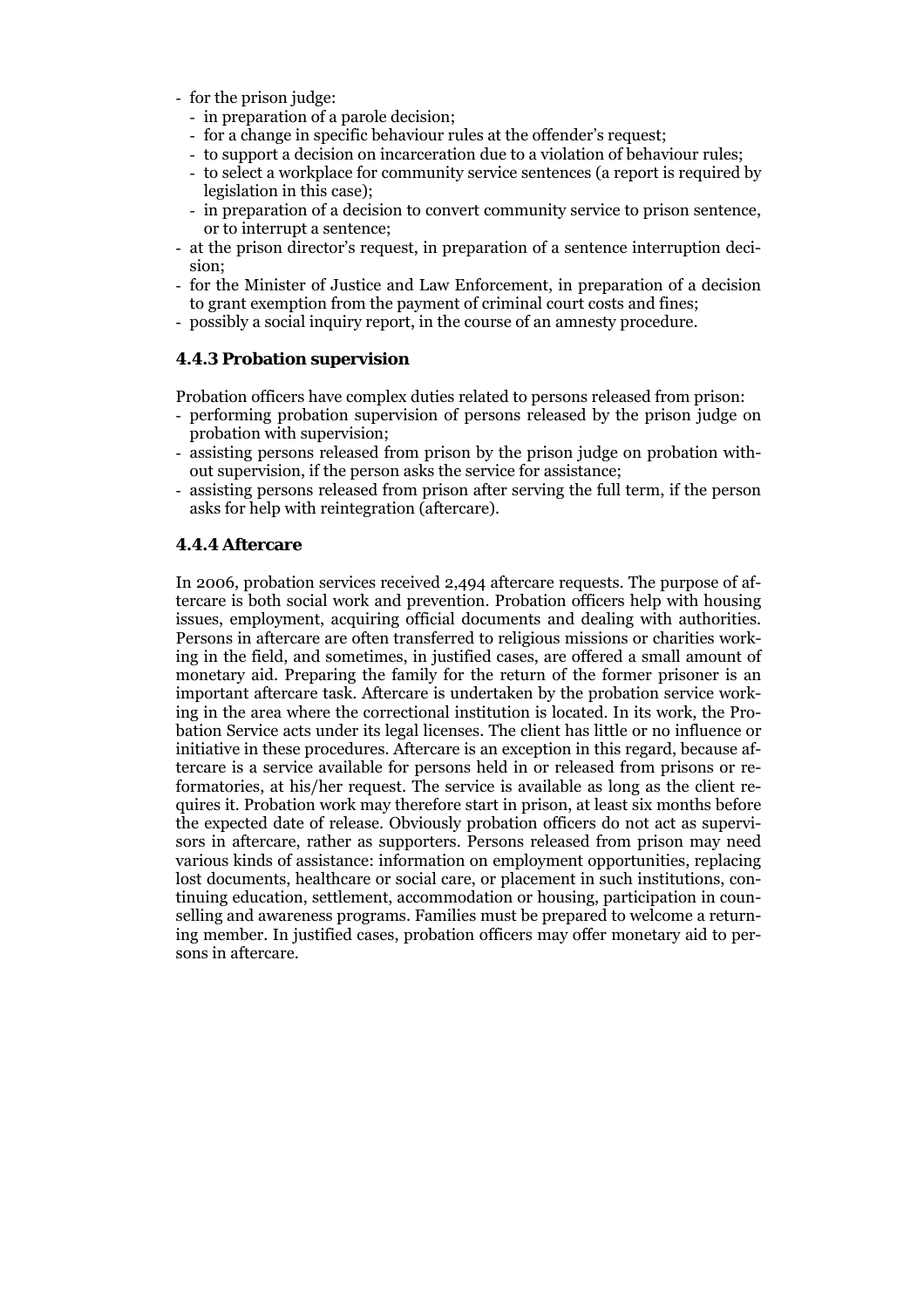- for the prison judge:
  - in preparation of a parole decision;
  - for a change in specific behaviour rules at the offender's request;
  - to support a decision on incarceration due to a violation of behaviour rules;
  - to select a workplace for community service sentences (a report is required by legislation in this case);
  - in preparation of a decision to convert community service to prison sentence, or to interrupt a sentence;
- at the prison director's request, in preparation of a sentence interruption decision;
- for the Minister of Justice and Law Enforcement, in preparation of a decision to grant exemption from the payment of criminal court costs and fines;
- possibly a social inquiry report, in the course of an amnesty procedure.

### 4.4.3 Probation supervision

Probation officers have complex duties related to persons released from prison:
- performing probation supervision of persons released by the prison judge on probation with supervision;
- assisting persons released from prison by the prison judge on probation without supervision, if the person asks the service for assistance;
- assisting persons released from prison after serving the full term, if the person asks for help with reintegration (aftercare).

### 4.4.4 Aftercare

In 2006, probation services received 2,494 aftercare requests. The purpose of aftercare is both social work and prevention. Probation officers help with housing issues, employment, acquiring official documents and dealing with authorities. Persons in aftercare are often transferred to religious missions or charities working in the field, and sometimes, in justified cases, are offered a small amount of monetary aid. Preparing the family for the return of the former prisoner is an important aftercare task. Aftercare is undertaken by the probation service working in the area where the correctional institution is located. In its work, the Probation Service acts under its legal licenses. The client has little or no influence or initiative in these procedures. Aftercare is an exception in this regard, because aftercare is a service available for persons held in or released from prisons or reformatories, at his/her request. The service is available as long as the client requires it. Probation work may therefore start in prison, at least six months before the expected date of release. Obviously probation officers do not act as supervisors in aftercare, rather as supporters. Persons released from prison may need various kinds of assistance: information on employment opportunities, replacing lost documents, healthcare or social care, or placement in such institutions, continuing education, settlement, accommodation or housing, participation in counselling and awareness programs. Families must be prepared to welcome a returning member. In justified cases, probation officers may offer monetary aid to persons in aftercare.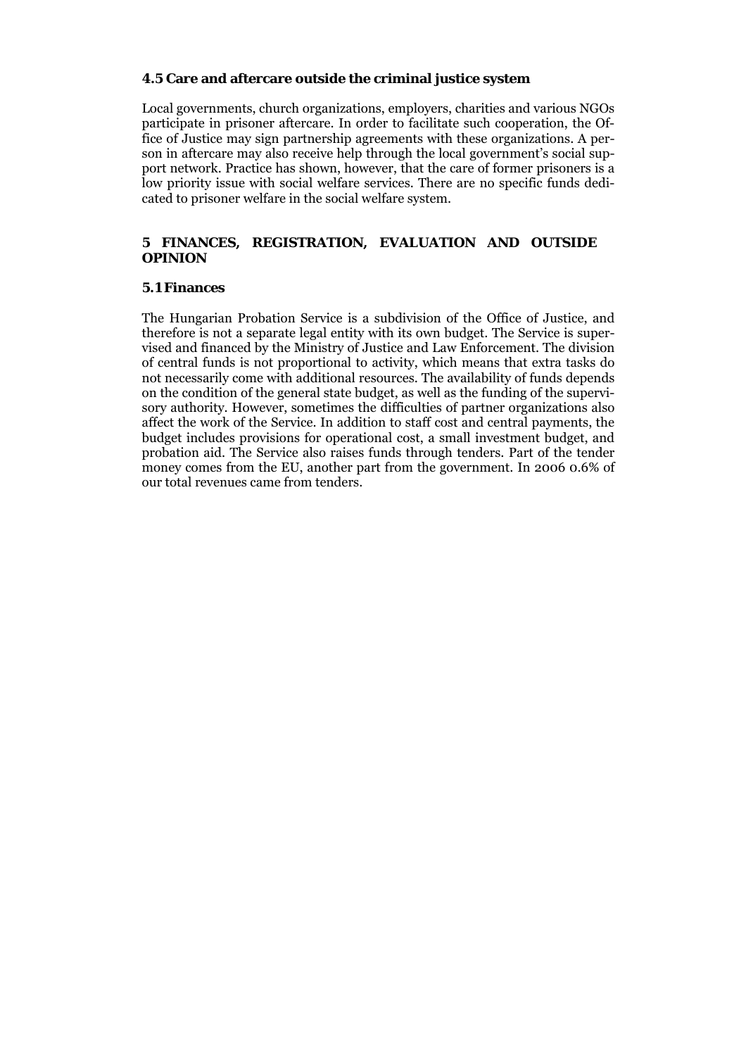### 4.5 Care and aftercare outside the criminal justice system

Local governments, church organizations, employers, charities and various NGOs participate in prisoner aftercare. In order to facilitate such cooperation, the Office of Justice may sign partnership agreements with these organizations. A person in aftercare may also receive help through the local government's social support network. Practice has shown, however, that the care of former prisoners is a low priority issue with social welfare services. There are no specific funds dedicated to prisoner welfare in the social welfare system.

## 5 FINANCES, REGISTRATION, EVALUATION AND OUTSIDE OPINION

### 5.1 Finances

The Hungarian Probation Service is a subdivision of the Office of Justice, and therefore is not a separate legal entity with its own budget. The Service is supervised and financed by the Ministry of Justice and Law Enforcement. The division of central funds is not proportional to activity, which means that extra tasks do not necessarily come with additional resources. The availability of funds depends on the condition of the general state budget, as well as the funding of the supervisory authority. However, sometimes the difficulties of partner organizations also affect the work of the Service. In addition to staff cost and central payments, the budget includes provisions for operational cost, a small investment budget, and probation aid. The Service also raises funds through tenders. Part of the tender money comes from the EU, another part from the government. In 2006 0.6% of our total revenues came from tenders.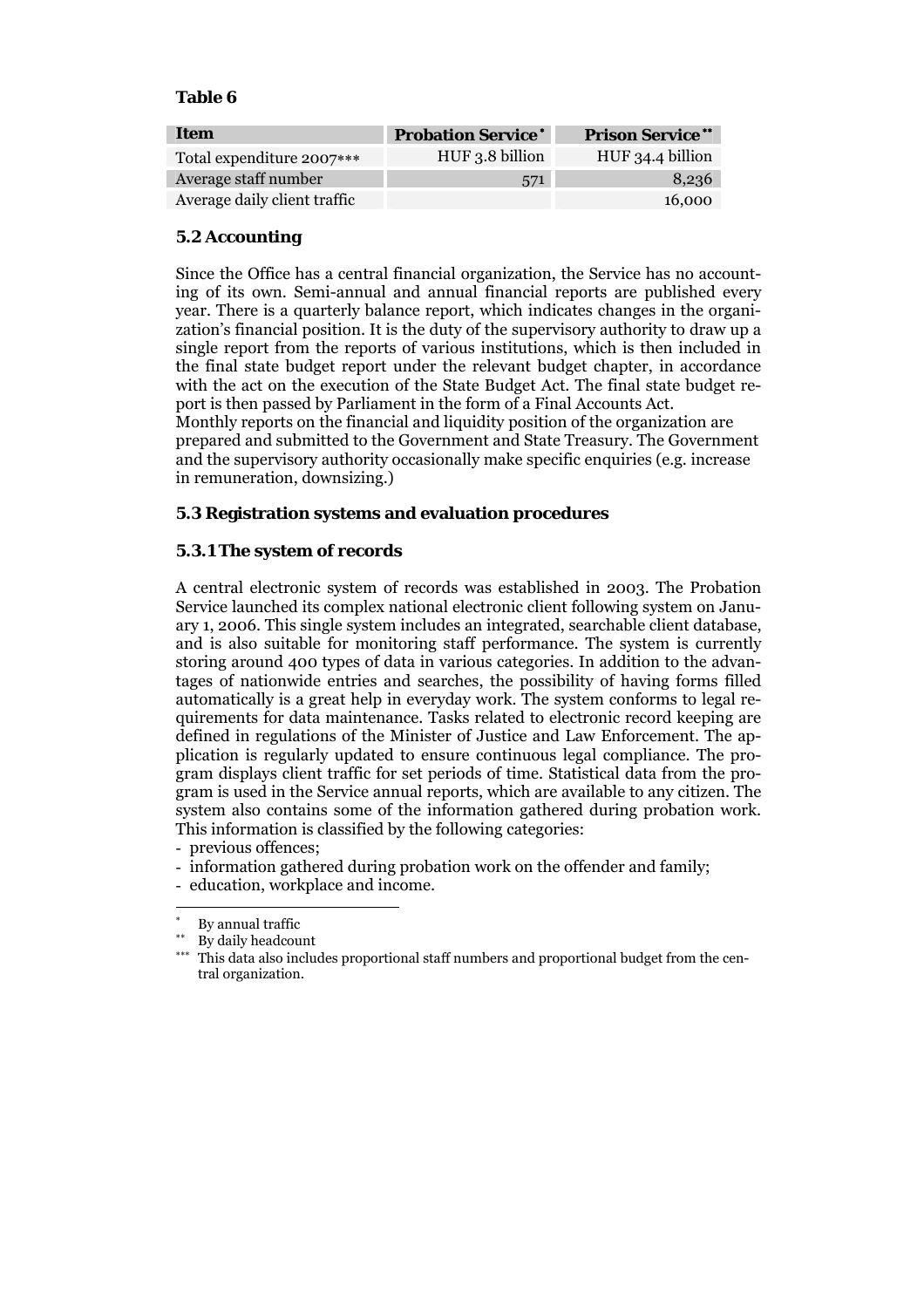**Table 6**

| Item | Probation Service* | Prison Service** |
|---|---|---|
| Total expenditure 2007*** | HUF 3.8 billion | HUF 34.4 billion |
| Average staff number | 571 | 8,236 |
| Average daily client traffic | | 16,000 |

### 5.2 Accounting

Since the Office has a central financial organization, the Service has no accounting of its own. Semi-annual and annual financial reports are published every year. There is a quarterly balance report, which indicates changes in the organization's financial position. It is the duty of the supervisory authority to draw up a single report from the reports of various institutions, which is then included in the final state budget report under the relevant budget chapter, in accordance with the act on the execution of the State Budget Act. The final state budget report is then passed by Parliament in the form of a Final Accounts Act.
Monthly reports on the financial and liquidity position of the organization are prepared and submitted to the Government and State Treasury. The Government and the supervisory authority occasionally make specific enquiries (e.g. increase in remuneration, downsizing.)

### 5.3 Registration systems and evaluation procedures

#### 5.3.1 The system of records

A central electronic system of records was established in 2003. The Probation Service launched its complex national electronic client following system on January 1, 2006. This single system includes an integrated, searchable client database, and is also suitable for monitoring staff performance. The system is currently storing around 400 types of data in various categories. In addition to the advantages of nationwide entries and searches, the possibility of having forms filled automatically is a great help in everyday work. The system conforms to legal requirements for data maintenance. Tasks related to electronic record keeping are defined in regulations of the Minister of Justice and Law Enforcement. The application is regularly updated to ensure continuous legal compliance. The program displays client traffic for set periods of time. Statistical data from the program is used in the Service annual reports, which are available to any citizen. The system also contains some of the information gathered during probation work. This information is classified by the following categories:

- previous offences;
- information gathered during probation work on the offender and family;
- education, workplace and income.

---

* By annual traffic

** By daily headcount

*** This data also includes proportional staff numbers and proportional budget from the central organization.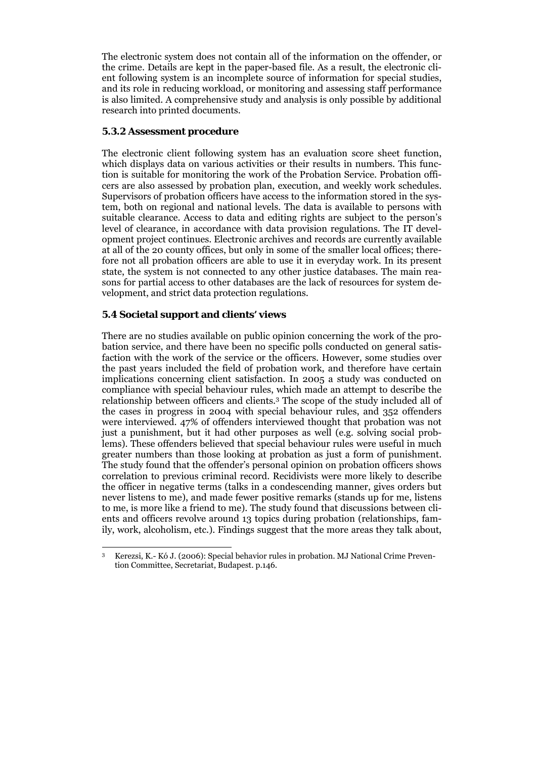The electronic system does not contain all of the information on the offender, or the crime. Details are kept in the paper-based file. As a result, the electronic client following system is an incomplete source of information for special studies, and its role in reducing workload, or monitoring and assessing staff performance is also limited. A comprehensive study and analysis is only possible by additional research into printed documents.

### 5.3.2 Assessment procedure

The electronic client following system has an evaluation score sheet function, which displays data on various activities or their results in numbers. This function is suitable for monitoring the work of the Probation Service. Probation officers are also assessed by probation plan, execution, and weekly work schedules. Supervisors of probation officers have access to the information stored in the system, both on regional and national levels. The data is available to persons with suitable clearance. Access to data and editing rights are subject to the person's level of clearance, in accordance with data provision regulations. The IT development project continues. Electronic archives and records are currently available at all of the 20 county offices, but only in some of the smaller local offices; therefore not all probation officers are able to use it in everyday work. In its present state, the system is not connected to any other justice databases. The main reasons for partial access to other databases are the lack of resources for system development, and strict data protection regulations.

## 5.4 Societal support and clients' views

There are no studies available on public opinion concerning the work of the probation service, and there have been no specific polls conducted on general satisfaction with the work of the service or the officers. However, some studies over the past years included the field of probation work, and therefore have certain implications concerning client satisfaction. In 2005 a study was conducted on compliance with special behaviour rules, which made an attempt to describe the relationship between officers and clients.[3] The scope of the study included all of the cases in progress in 2004 with special behaviour rules, and 352 offenders were interviewed. 47% of offenders interviewed thought that probation was not just a punishment, but it had other purposes as well (e.g. solving social problems). These offenders believed that special behaviour rules were useful in much greater numbers than those looking at probation as just a form of punishment. The study found that the offender's personal opinion on probation officers shows correlation to previous criminal record. Recidivists were more likely to describe the officer in negative terms (talks in a condescending manner, gives orders but never listens to me), and made fewer positive remarks (stands up for me, listens to me, is more like a friend to me). The study found that discussions between clients and officers revolve around 13 topics during probation (relationships, family, work, alcoholism, etc.). Findings suggest that the more areas they talk about,

[3] Kerezsi, K.- Kó J. (2006): Special behavior rules in probation. MJ National Crime Prevention Committee, Secretariat, Budapest. p.146.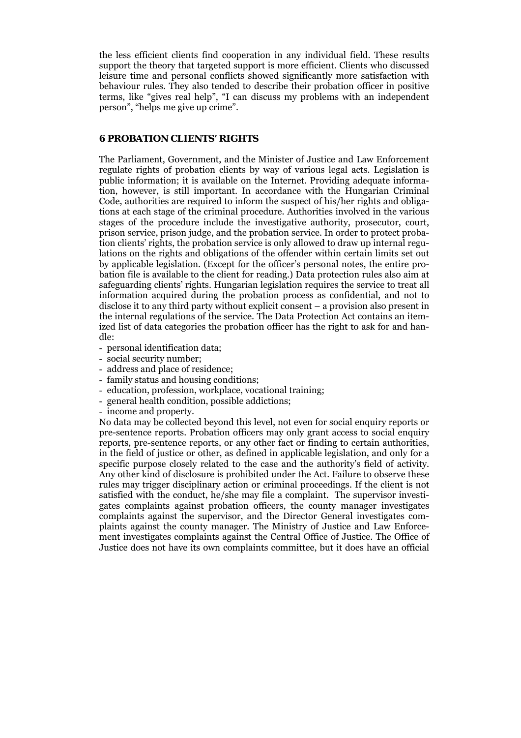the less efficient clients find cooperation in any individual field. These results support the theory that targeted support is more efficient. Clients who discussed leisure time and personal conflicts showed significantly more satisfaction with behaviour rules. They also tended to describe their probation officer in positive terms, like "gives real help", "I can discuss my problems with an independent person", "helps me give up crime".

## 6 PROBATION CLIENTS' RIGHTS

The Parliament, Government, and the Minister of Justice and Law Enforcement regulate rights of probation clients by way of various legal acts. Legislation is public information; it is available on the Internet. Providing adequate information, however, is still important. In accordance with the Hungarian Criminal Code, authorities are required to inform the suspect of his/her rights and obligations at each stage of the criminal procedure. Authorities involved in the various stages of the procedure include the investigative authority, prosecutor, court, prison service, prison judge, and the probation service. In order to protect probation clients' rights, the probation service is only allowed to draw up internal regulations on the rights and obligations of the offender within certain limits set out by applicable legislation. (Except for the officer's personal notes, the entire probation file is available to the client for reading.) Data protection rules also aim at safeguarding clients' rights. Hungarian legislation requires the service to treat all information acquired during the probation process as confidential, and not to disclose it to any third party without explicit consent – a provision also present in the internal regulations of the service. The Data Protection Act contains an itemized list of data categories the probation officer has the right to ask for and handle:

- personal identification data;
- social security number;
- address and place of residence;
- family status and housing conditions;
- education, profession, workplace, vocational training;
- general health condition, possible addictions;
- income and property.

No data may be collected beyond this level, not even for social enquiry reports or pre-sentence reports. Probation officers may only grant access to social enquiry reports, pre-sentence reports, or any other fact or finding to certain authorities, in the field of justice or other, as defined in applicable legislation, and only for a specific purpose closely related to the case and the authority's field of activity. Any other kind of disclosure is prohibited under the Act. Failure to observe these rules may trigger disciplinary action or criminal proceedings. If the client is not satisfied with the conduct, he/she may file a complaint. The supervisor investigates complaints against probation officers, the county manager investigates complaints against the supervisor, and the Director General investigates complaints against the county manager. The Ministry of Justice and Law Enforcement investigates complaints against the Central Office of Justice. The Office of Justice does not have its own complaints committee, but it does have an official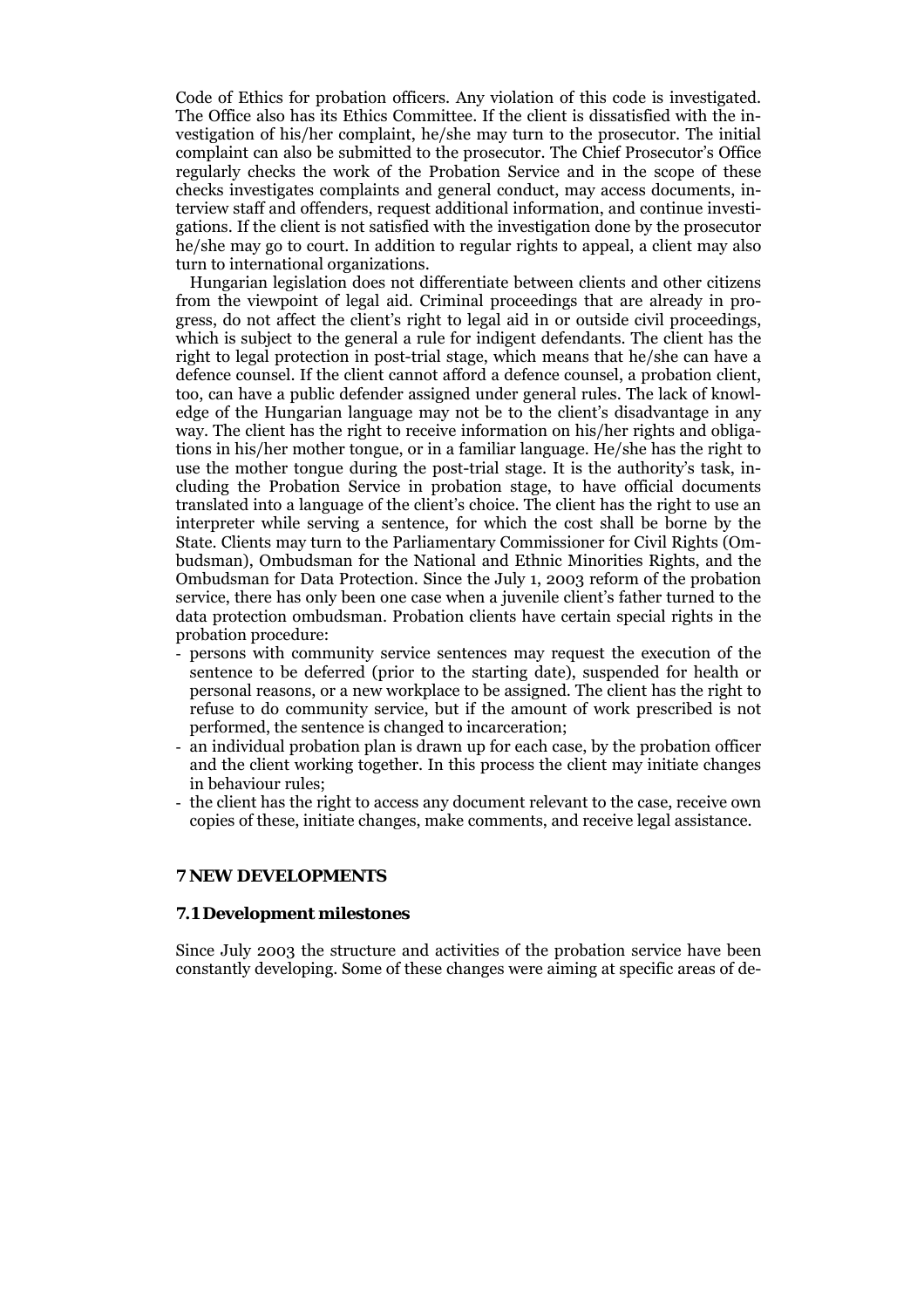Code of Ethics for probation officers. Any violation of this code is investigated. The Office also has its Ethics Committee. If the client is dissatisfied with the investigation of his/her complaint, he/she may turn to the prosecutor. The initial complaint can also be submitted to the prosecutor. The Chief Prosecutor's Office regularly checks the work of the Probation Service and in the scope of these checks investigates complaints and general conduct, may access documents, interview staff and offenders, request additional information, and continue investigations. If the client is not satisfied with the investigation done by the prosecutor he/she may go to court. In addition to regular rights to appeal, a client may also turn to international organizations.

Hungarian legislation does not differentiate between clients and other citizens from the viewpoint of legal aid. Criminal proceedings that are already in progress, do not affect the client's right to legal aid in or outside civil proceedings, which is subject to the general a rule for indigent defendants. The client has the right to legal protection in post-trial stage, which means that he/she can have a defence counsel. If the client cannot afford a defence counsel, a probation client, too, can have a public defender assigned under general rules. The lack of knowledge of the Hungarian language may not be to the client's disadvantage in any way. The client has the right to receive information on his/her rights and obligations in his/her mother tongue, or in a familiar language. He/she has the right to use the mother tongue during the post-trial stage. It is the authority's task, including the Probation Service in probation stage, to have official documents translated into a language of the client's choice. The client has the right to use an interpreter while serving a sentence, for which the cost shall be borne by the State. Clients may turn to the Parliamentary Commissioner for Civil Rights (Ombudsman), Ombudsman for the National and Ethnic Minorities Rights, and the Ombudsman for Data Protection. Since the July 1, 2003 reform of the probation service, there has only been one case when a juvenile client's father turned to the data protection ombudsman. Probation clients have certain special rights in the probation procedure:

- persons with community service sentences may request the execution of the sentence to be deferred (prior to the starting date), suspended for health or personal reasons, or a new workplace to be assigned. The client has the right to refuse to do community service, but if the amount of work prescribed is not performed, the sentence is changed to incarceration;
- an individual probation plan is drawn up for each case, by the probation officer and the client working together. In this process the client may initiate changes in behaviour rules;
- the client has the right to access any document relevant to the case, receive own copies of these, initiate changes, make comments, and receive legal assistance.

## 7 NEW DEVELOPMENTS

### 7.1 Development milestones

Since July 2003 the structure and activities of the probation service have been constantly developing. Some of these changes were aiming at specific areas of de-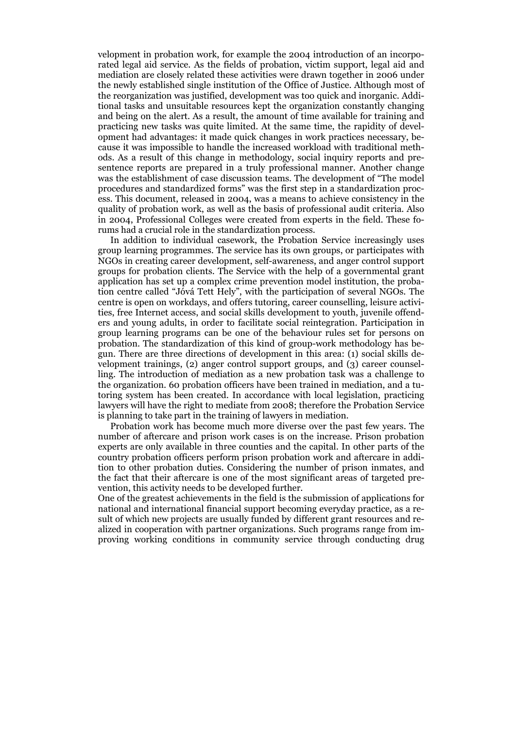velopment in probation work, for example the 2004 introduction of an incorporated legal aid service. As the fields of probation, victim support, legal aid and mediation are closely related these activities were drawn together in 2006 under the newly established single institution of the Office of Justice. Although most of the reorganization was justified, development was too quick and inorganic. Additional tasks and unsuitable resources kept the organization constantly changing and being on the alert. As a result, the amount of time available for training and practicing new tasks was quite limited. At the same time, the rapidity of development had advantages: it made quick changes in work practices necessary, because it was impossible to handle the increased workload with traditional methods. As a result of this change in methodology, social inquiry reports and presentence reports are prepared in a truly professional manner. Another change was the establishment of case discussion teams. The development of "The model procedures and standardized forms" was the first step in a standardization process. This document, released in 2004, was a means to achieve consistency in the quality of probation work, as well as the basis of professional audit criteria. Also in 2004, Professional Colleges were created from experts in the field. These forums had a crucial role in the standardization process.

In addition to individual casework, the Probation Service increasingly uses group learning programmes. The service has its own groups, or participates with NGOs in creating career development, self-awareness, and anger control support groups for probation clients. The Service with the help of a governmental grant application has set up a complex crime prevention model institution, the probation centre called "Jóvá Tett Hely", with the participation of several NGOs. The centre is open on workdays, and offers tutoring, career counselling, leisure activities, free Internet access, and social skills development to youth, juvenile offenders and young adults, in order to facilitate social reintegration. Participation in group learning programs can be one of the behaviour rules set for persons on probation. The standardization of this kind of group-work methodology has begun. There are three directions of development in this area: (1) social skills development trainings, (2) anger control support groups, and (3) career counselling. The introduction of mediation as a new probation task was a challenge to the organization. 60 probation officers have been trained in mediation, and a tutoring system has been created. In accordance with local legislation, practicing lawyers will have the right to mediate from 2008; therefore the Probation Service is planning to take part in the training of lawyers in mediation.

Probation work has become much more diverse over the past few years. The number of aftercare and prison work cases is on the increase. Prison probation experts are only available in three counties and the capital. In other parts of the country probation officers perform prison probation work and aftercare in addition to other probation duties. Considering the number of prison inmates, and the fact that their aftercare is one of the most significant areas of targeted prevention, this activity needs to be developed further.

One of the greatest achievements in the field is the submission of applications for national and international financial support becoming everyday practice, as a result of which new projects are usually funded by different grant resources and realized in cooperation with partner organizations. Such programs range from improving working conditions in community service through conducting drug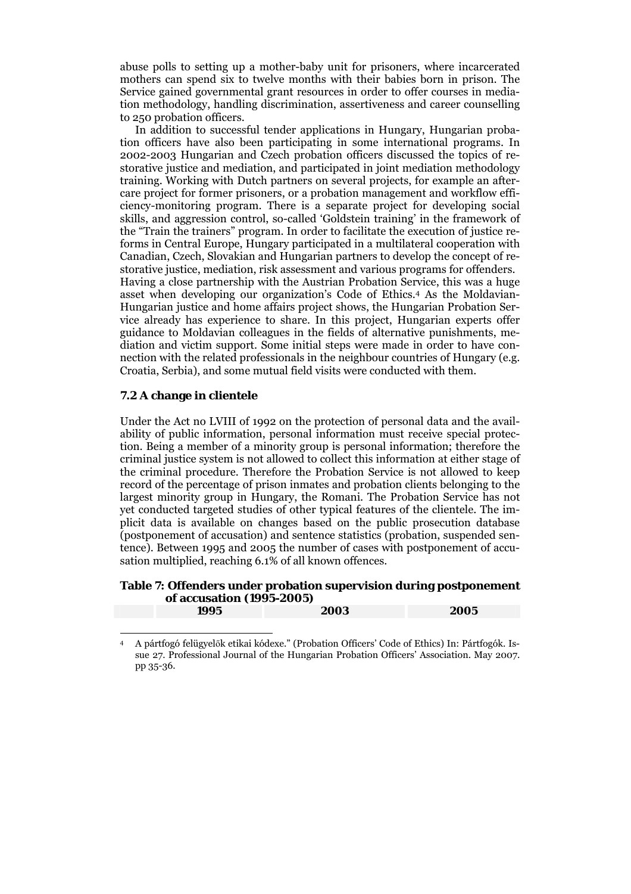abuse polls to setting up a mother-baby unit for prisoners, where incarcerated mothers can spend six to twelve months with their babies born in prison. The Service gained governmental grant resources in order to offer courses in mediation methodology, handling discrimination, assertiveness and career counselling to 250 probation officers.

In addition to successful tender applications in Hungary, Hungarian probation officers have also been participating in some international programs. In 2002-2003 Hungarian and Czech probation officers discussed the topics of restorative justice and mediation, and participated in joint mediation methodology training. Working with Dutch partners on several projects, for example an aftercare project for former prisoners, or a probation management and workflow efficiency-monitoring program. There is a separate project for developing social skills, and aggression control, so-called 'Goldstein training' in the framework of the "Train the trainers" program. In order to facilitate the execution of justice reforms in Central Europe, Hungary participated in a multilateral cooperation with Canadian, Czech, Slovakian and Hungarian partners to develop the concept of restorative justice, mediation, risk assessment and various programs for offenders. Having a close partnership with the Austrian Probation Service, this was a huge asset when developing our organization's Code of Ethics.[4] As the Moldavian-Hungarian justice and home affairs project shows, the Hungarian Probation Service already has experience to share. In this project, Hungarian experts offer guidance to Moldavian colleagues in the fields of alternative punishments, mediation and victim support. Some initial steps were made in order to have connection with the related professionals in the neighbour countries of Hungary (e.g. Croatia, Serbia), and some mutual field visits were conducted with them.

### 7.2 A change in clientele

Under the Act no LVIII of 1992 on the protection of personal data and the availability of public information, personal information must receive special protection. Being a member of a minority group is personal information; therefore the criminal justice system is not allowed to collect this information at either stage of the criminal procedure. Therefore the Probation Service is not allowed to keep record of the percentage of prison inmates and probation clients belonging to the largest minority group in Hungary, the Romani. The Probation Service has not yet conducted targeted studies of other typical features of the clientele. The implicit data is available on changes based on the public prosecution database (postponement of accusation) and sentence statistics (probation, suspended sentence). Between 1995 and 2005 the number of cases with postponement of accusation multiplied, reaching 6.1% of all known offences.

**Table 7: Offenders under probation supervision during postponement of accusation (1995-2005)**

| | 1995 | 2003 | 2005 |
|---|---|---|---|

[4] A pártfogó felügyelők etikai kódexe." (Probation Officers' Code of Ethics) In: Pártfogók. Issue 27. Professional Journal of the Hungarian Probation Officers' Association. May 2007. pp 35-36.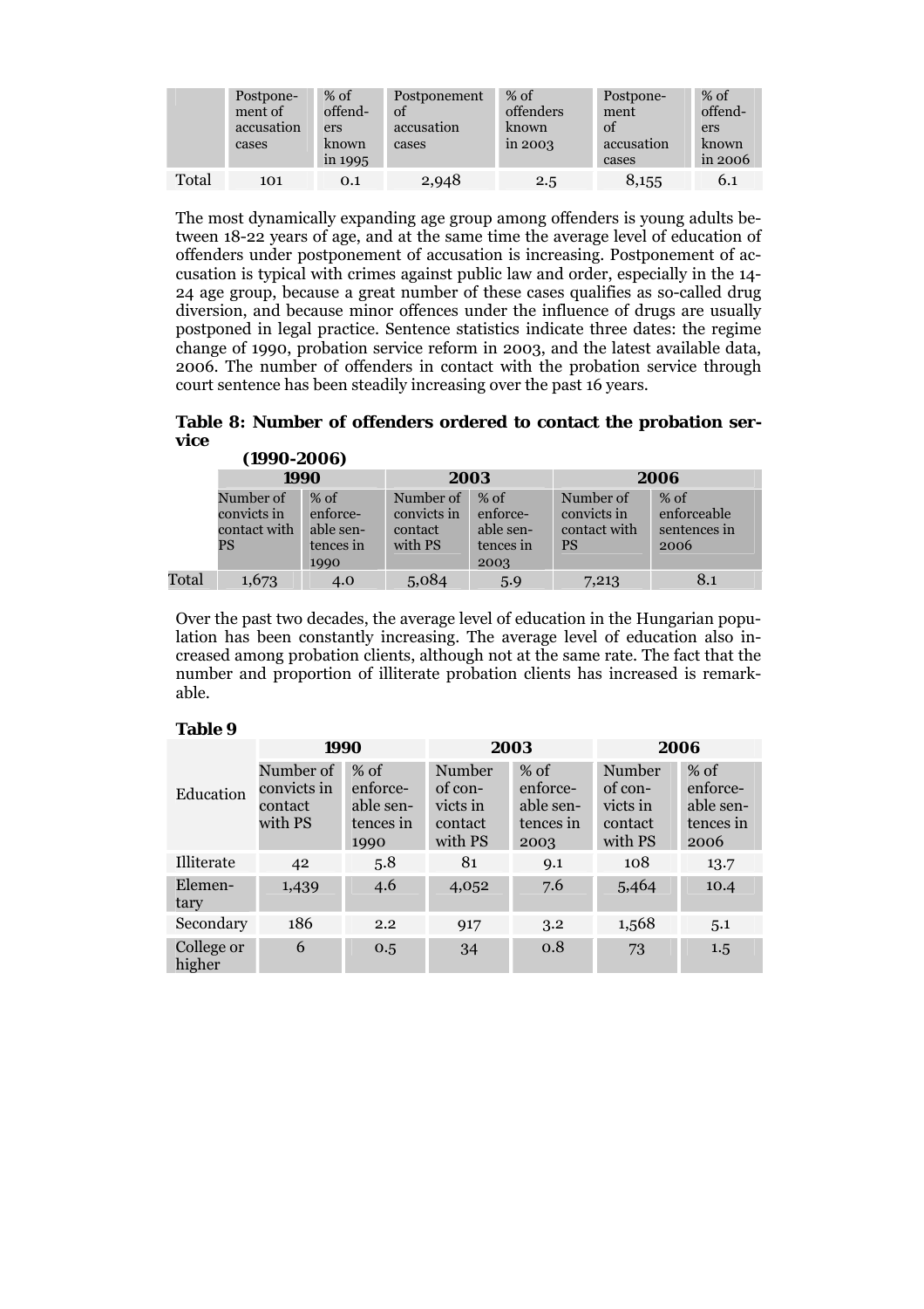| | Postponement of accusation cases | % of offenders known in 1995 | Postponement of accusation cases | % of offenders known in 2003 | Postponement of accusation cases | % of offenders known in 2006 |
|---|---|---|---|---|---|---|
| Total | 101 | 0.1 | 2,948 | 2.5 | 8,155 | 6.1 |

The most dynamically expanding age group among offenders is young adults between 18-22 years of age, and at the same time the average level of education of offenders under postponement of accusation is increasing. Postponement of accusation is typical with crimes against public law and order, especially in the 14-24 age group, because a great number of these cases qualifies as so-called drug diversion, and because minor offences under the influence of drugs are usually postponed in legal practice. Sentence statistics indicate three dates: the regime change of 1990, probation service reform in 2003, and the latest available data, 2006. The number of offenders in contact with the probation service through court sentence has been steadily increasing over the past 16 years.

**Table 8: Number of offenders ordered to contact the probation service (1990-2006)**

| | 1990 | | 2003 | | 2006 | |
|---|---|---|---|---|---|---|
| | Number of convicts in contact with PS | % of enforceable sentences in 1990 | Number of convicts in contact with PS | % of enforceable sentences in 2003 | Number of convicts in contact with PS | % of enforceable sentences in 2006 |
| Total | 1,673 | 4.0 | 5,084 | 5.9 | 7,213 | 8.1 |

Over the past two decades, the average level of education in the Hungarian population has been constantly increasing. The average level of education also increased among probation clients, although not at the same rate. The fact that the number and proportion of illiterate probation clients has increased is remarkable.

**Table 9**

| Education | 1990 | | 2003 | | 2006 | |
|---|---|---|---|---|---|---|
| | Number of convicts in contact with PS | % of enforceable sentences in 1990 | Number of convicts in contact with PS | % of enforceable sentences in 2003 | Number of convicts in contact with PS | % of enforceable sentences in 2006 |
| Illiterate | 42 | 5.8 | 81 | 9.1 | 108 | 13.7 |
| Elementary | 1,439 | 4.6 | 4,052 | 7.6 | 5,464 | 10.4 |
| Secondary | 186 | 2.2 | 917 | 3.2 | 1,568 | 5.1 |
| College or higher | 6 | 0.5 | 34 | 0.8 | 73 | 1.5 |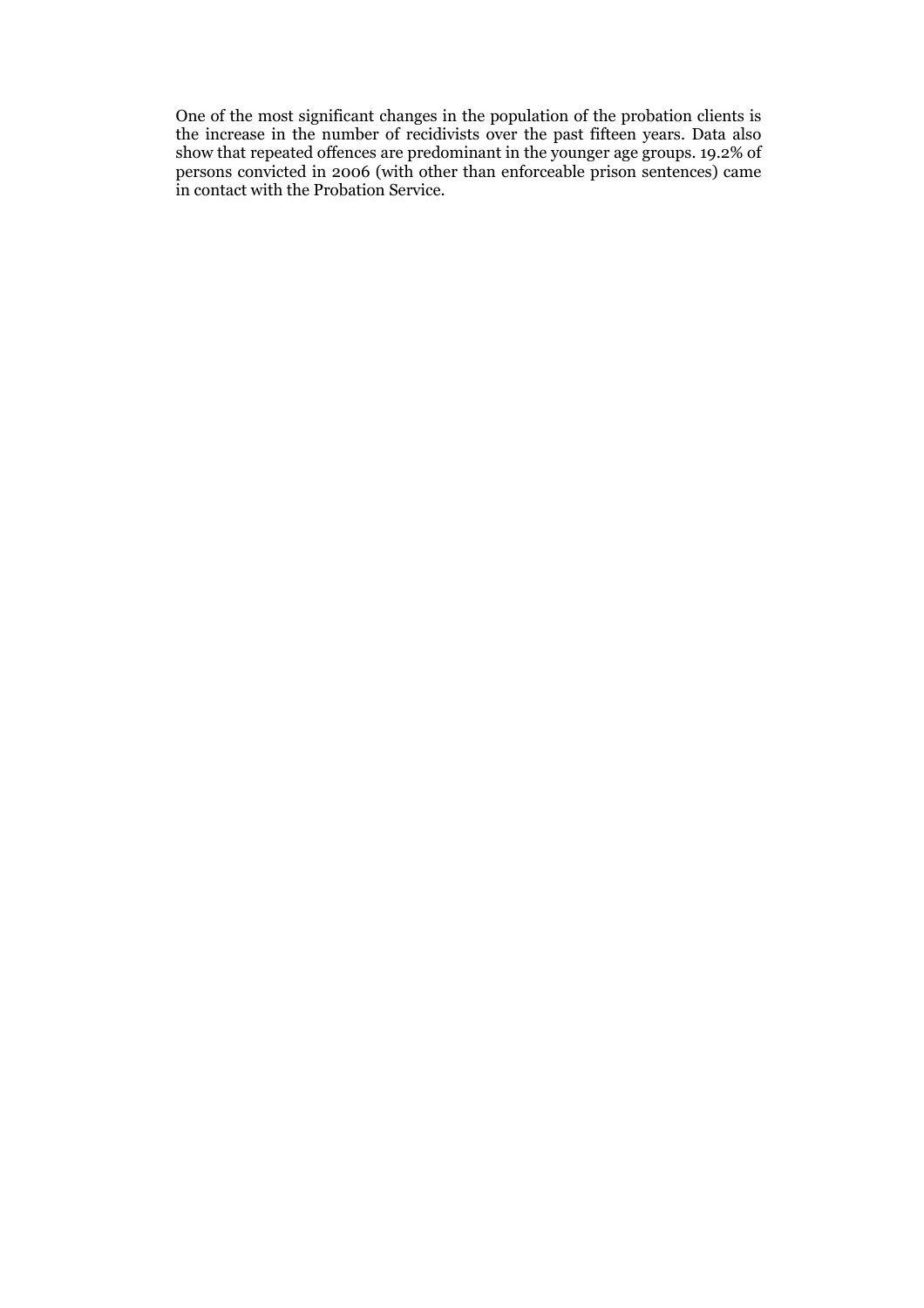One of the most significant changes in the population of the probation clients is the increase in the number of recidivists over the past fifteen years. Data also show that repeated offences are predominant in the younger age groups. 19.2% of persons convicted in 2006 (with other than enforceable prison sentences) came in contact with the Probation Service.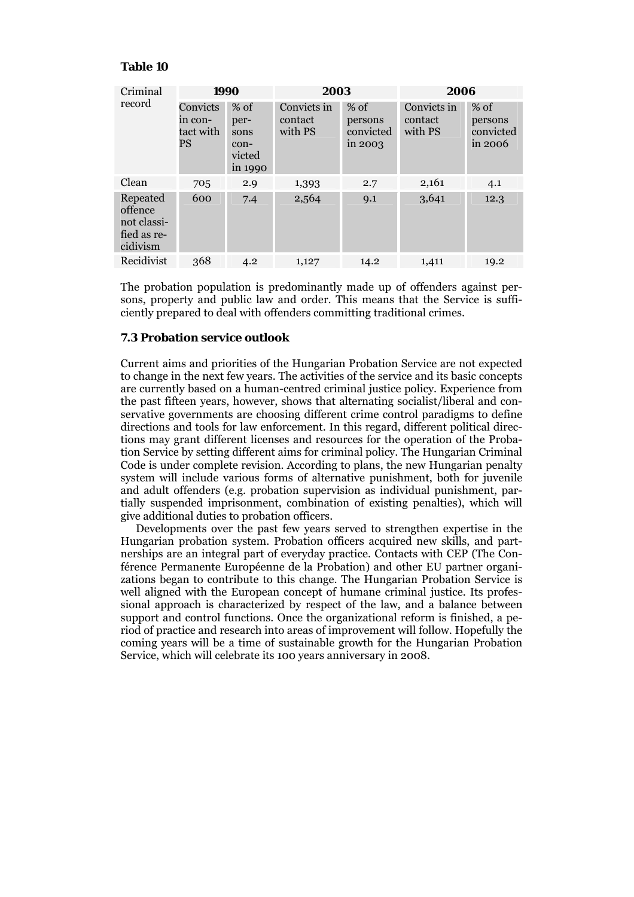**Table 10**

| Criminal record | 1990 | | 2003 | | 2006 | |
|---|---|---|---|---|---|---|
| | Convicts in contact with PS | % of persons convicted in 1990 | Convicts in contact with PS | % of persons convicted in 2003 | Convicts in contact with PS | % of persons convicted in 2006 |
| Clean | 705 | 2.9 | 1,393 | 2.7 | 2,161 | 4.1 |
| Repeated offence not classified as recidivism | 600 | 7.4 | 2,564 | 9.1 | 3,641 | 12.3 |
| Recidivist | 368 | 4.2 | 1,127 | 14.2 | 1,411 | 19.2 |

The probation population is predominantly made up of offenders against persons, property and public law and order. This means that the Service is sufficiently prepared to deal with offenders committing traditional crimes.

### 7.3 Probation service outlook

Current aims and priorities of the Hungarian Probation Service are not expected to change in the next few years. The activities of the service and its basic concepts are currently based on a human-centred criminal justice policy. Experience from the past fifteen years, however, shows that alternating socialist/liberal and conservative governments are choosing different crime control paradigms to define directions and tools for law enforcement. In this regard, different political directions may grant different licenses and resources for the operation of the Probation Service by setting different aims for criminal policy. The Hungarian Criminal Code is under complete revision. According to plans, the new Hungarian penalty system will include various forms of alternative punishment, both for juvenile and adult offenders (e.g. probation supervision as individual punishment, partially suspended imprisonment, combination of existing penalties), which will give additional duties to probation officers.

Developments over the past few years served to strengthen expertise in the Hungarian probation system. Probation officers acquired new skills, and partnerships are an integral part of everyday practice. Contacts with CEP (The Conférence Permanente Européenne de la Probation) and other EU partner organizations began to contribute to this change. The Hungarian Probation Service is well aligned with the European concept of humane criminal justice. Its professional approach is characterized by respect of the law, and a balance between support and control functions. Once the organizational reform is finished, a period of practice and research into areas of improvement will follow. Hopefully the coming years will be a time of sustainable growth for the Hungarian Probation Service, which will celebrate its 100 years anniversary in 2008.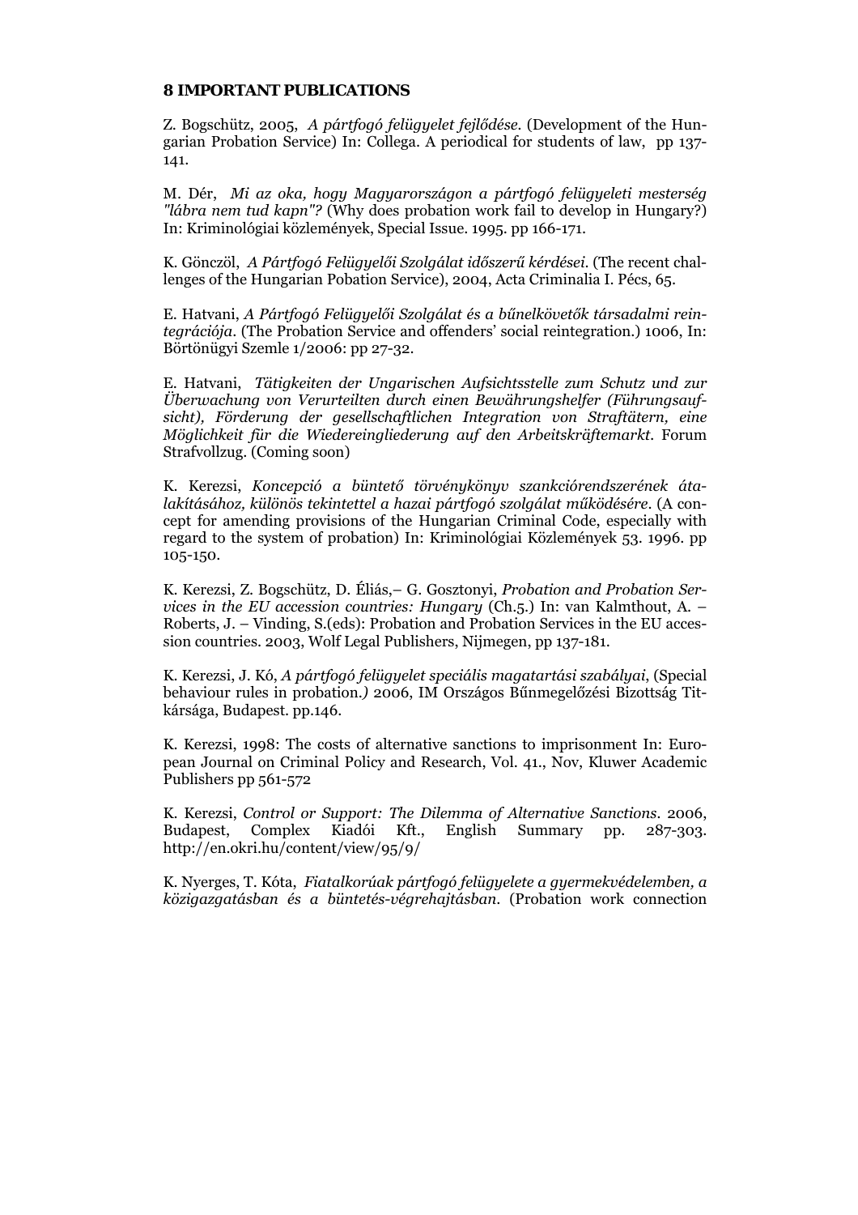## 8 IMPORTANT PUBLICATIONS

Z. Bogschütz, 2005, *A pártfogó felügyelet fejlődése.* (Development of the Hungarian Probation Service) In: Collega. A periodical for students of law, pp 137-141.

M. Dér, *Mi az oka, hogy Magyarországon a pártfogó felügyeleti mesterség "lábra nem tud kapn"?* (Why does probation work fail to develop in Hungary?) In: Kriminológiai közlemények, Special Issue. 1995. pp 166-171.

K. Gönczöl, *A Pártfogó Felügyelői Szolgálat időszerű kérdései.* (The recent challenges of the Hungarian Pobation Service), 2004, Acta Criminalia I. Pécs, 65.

E. Hatvani, *A Pártfogó Felügyelői Szolgálat és a bűnelkövetők társadalmi reintegrációja.* (The Probation Service and offenders' social reintegration.) 1006, In: Börtönügyi Szemle 1/2006: pp 27-32.

E. Hatvani, *Tätigkeiten der Ungarischen Aufsichtsstelle zum Schutz und zur Überwachung von Verurteilten durch einen Bewährungshelfer (Führungsaufsicht), Förderung der gesellschaftlichen Integration von Straftätern, eine Möglichkeit für die Wiedereingliederung auf den Arbeitskräftemarkt.* Forum Strafvollzug. (Coming soon)

K. Kerezsi, *Koncepció a büntető törvénykönyv szankciórendszerének átalakításához, különös tekintettel a hazai pártfogó szolgálat működésére.* (A concept for amending provisions of the Hungarian Criminal Code, especially with regard to the system of probation) In: Kriminológiai Közlemények 53. 1996. pp 105-150.

K. Kerezsi, Z. Bogschütz, D. Éliás,– G. Gosztonyi, *Probation and Probation Services in the EU accession countries: Hungary* (Ch.5.) In: van Kalmthout, A. – Roberts, J. – Vinding, S.(eds): Probation and Probation Services in the EU accession countries. 2003, Wolf Legal Publishers, Nijmegen, pp 137-181.

K. Kerezsi, J. Kó, *A pártfogó felügyelet speciális magatartási szabályai*, (Special behaviour rules in probation.*)* 2006, IM Országos Bűnmegelőzési Bizottság Titkársága, Budapest. pp.146.

K. Kerezsi, 1998: The costs of alternative sanctions to imprisonment In: European Journal on Criminal Policy and Research, Vol. 41., Nov, Kluwer Academic Publishers pp 561-572

K. Kerezsi, *Control or Support: The Dilemma of Alternative Sanctions.* 2006, Budapest, Complex Kiadói Kft., English Summary pp. 287-303. http://en.okri.hu/content/view/95/9/

K. Nyerges, T. Kóta, *Fiatalkorúak pártfogó felügyelete a gyermekvédelemben, a közigazgatásban és a büntetés-végrehajtásban.* (Probation work connection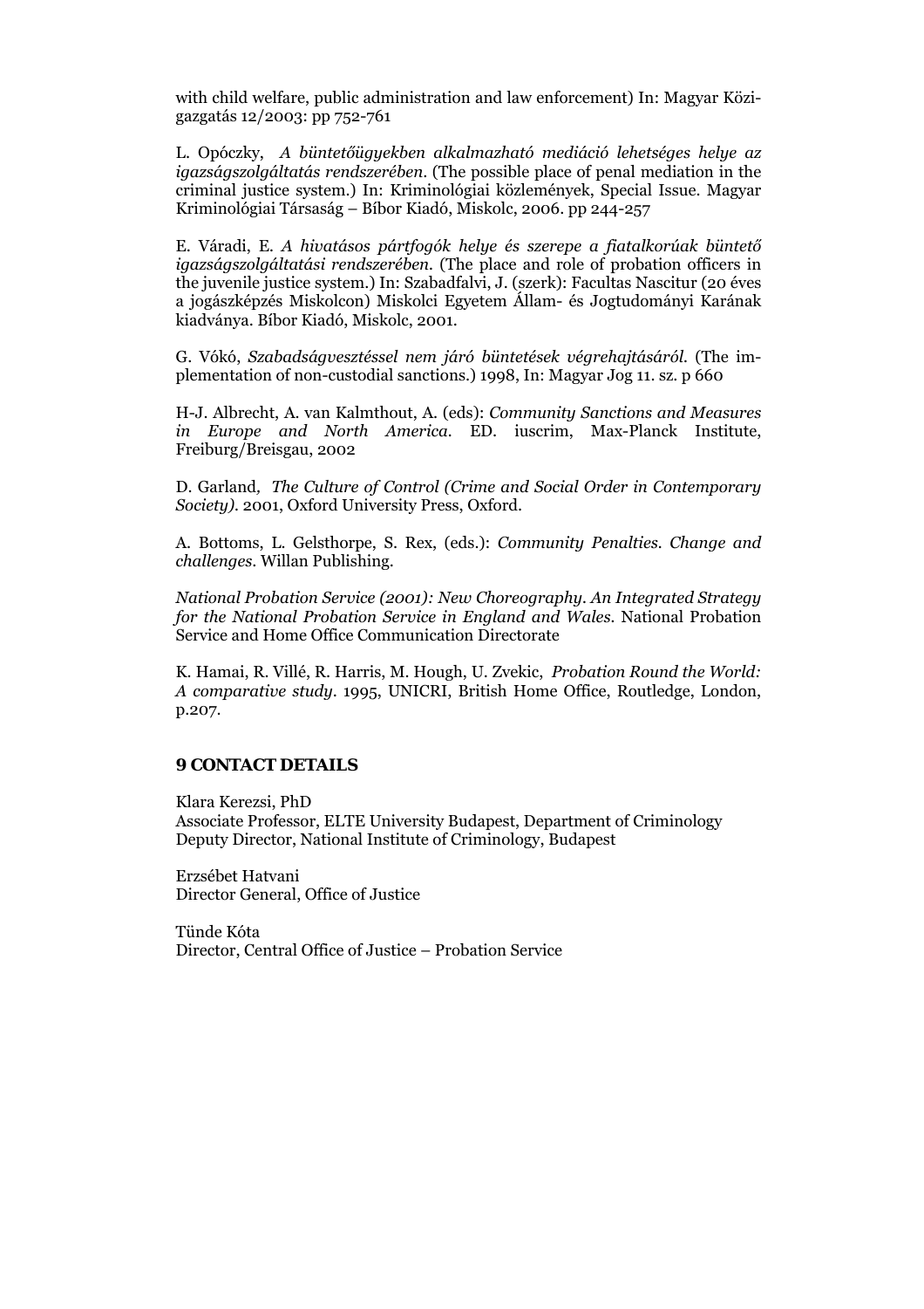with child welfare, public administration and law enforcement) In: Magyar Közigazgatás 12/2003: pp 752-761

L. Opóczky, *A büntetőügyekben alkalmazható mediáció lehetséges helye az igazságszolgáltatás rendszerében*. (The possible place of penal mediation in the criminal justice system.) In: Kriminológiai közlemények, Special Issue. Magyar Kriminológiai Társaság – Bíbor Kiadó, Miskolc, 2006. pp 244-257

E. Váradi, E. *A hivatásos pártfogók helye és szerepe a fiatalkorúak büntető igazságszolgáltatási rendszerében.* (The place and role of probation officers in the juvenile justice system.) In: Szabadfalvi, J. (szerk): Facultas Nascitur (20 éves a jogászképzés Miskolcon) Miskolci Egyetem Állam- és Jogtudományi Karának kiadványa. Bíbor Kiadó, Miskolc, 2001.

G. Vókó, *Szabadságvesztéssel nem járó büntetések végrehajtásáról.* (The implementation of non-custodial sanctions.) 1998, In: Magyar Jog 11. sz. p 660

H-J. Albrecht, A. van Kalmthout, A. (eds): *Community Sanctions and Measures in Europe and North America*. ED. iuscrim, Max-Planck Institute, Freiburg/Breisgau, 2002

D. Garland, *The Culture of Control (Crime and Social Order in Contemporary Society)*. 2001, Oxford University Press, Oxford.

A. Bottoms, L. Gelsthorpe, S. Rex, (eds.): *Community Penalties. Change and challenges*. Willan Publishing.

*National Probation Service (2001): New Choreography. An Integrated Strategy for the National Probation Service in England and Wales.* National Probation Service and Home Office Communication Directorate

K. Hamai, R. Villé, R. Harris, M. Hough, U. Zvekic, *Probation Round the World: A comparative study*. 1995, UNICRI, British Home Office, Routledge, London, p.207.

## 9 CONTACT DETAILS

Klara Kerezsi, PhD
Associate Professor, ELTE University Budapest, Department of Criminology
Deputy Director, National Institute of Criminology, Budapest

Erzsébet Hatvani
Director General, Office of Justice

Tünde Kóta
Director, Central Office of Justice – Probation Service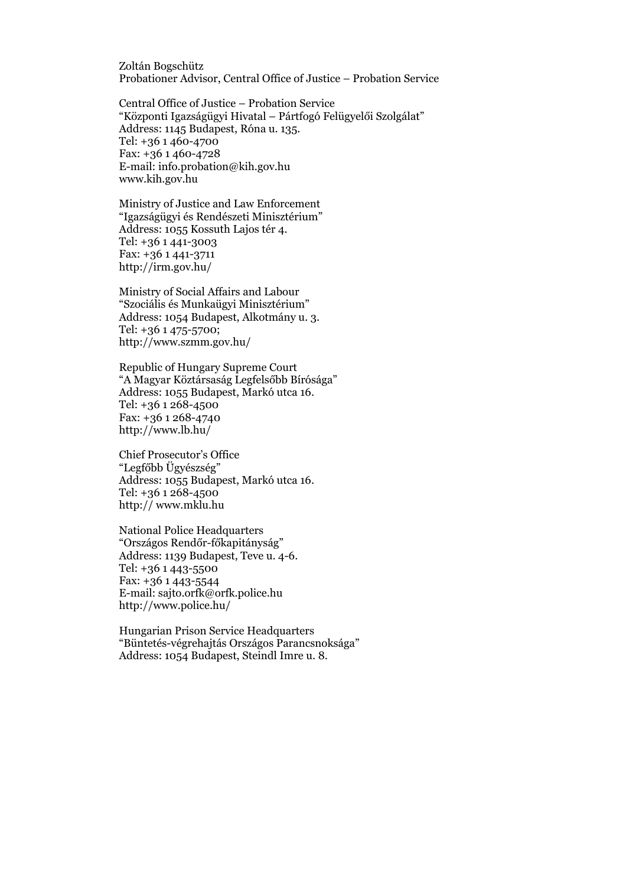Zoltán Bogschütz
Probationer Advisor, Central Office of Justice – Probation Service

Central Office of Justice – Probation Service
"Központi Igazságügyi Hivatal – Pártfogó Felügyelői Szolgálat"
Address: 1145 Budapest, Róna u. 135.
Tel: +36 1 460-4700
Fax: +36 1 460-4728
E-mail: info.probation@kih.gov.hu
www.kih.gov.hu

Ministry of Justice and Law Enforcement
"Igazságügyi és Rendészeti Minisztérium"
Address: 1055 Kossuth Lajos tér 4.
Tel: +36 1 441-3003
Fax: +36 1 441-3711
http://irm.gov.hu/

Ministry of Social Affairs and Labour
"Szociális és Munkaügyi Minisztérium"
Address: 1054 Budapest, Alkotmány u. 3.
Tel: +36 1 475-5700;
http://www.szmm.gov.hu/

Republic of Hungary Supreme Court
"A Magyar Köztársaság Legfelsőbb Bírósága"
Address: 1055 Budapest, Markó utca 16.
Tel: +36 1 268-4500
Fax: +36 1 268-4740
http://www.lb.hu/

Chief Prosecutor's Office
"Legfőbb Ügyészség"
Address: 1055 Budapest, Markó utca 16.
Tel: +36 1 268-4500
http:// www.mklu.hu

National Police Headquarters
"Országos Rendőr-főkapitányság"
Address: 1139 Budapest, Teve u. 4-6.
Tel: +36 1 443-5500
Fax: +36 1 443-5544
E-mail: sajto.orfk@orfk.police.hu
http://www.police.hu/

Hungarian Prison Service Headquarters
"Büntetés-végrehajtás Országos Parancsnoksága"
Address: 1054 Budapest, Steindl Imre u. 8.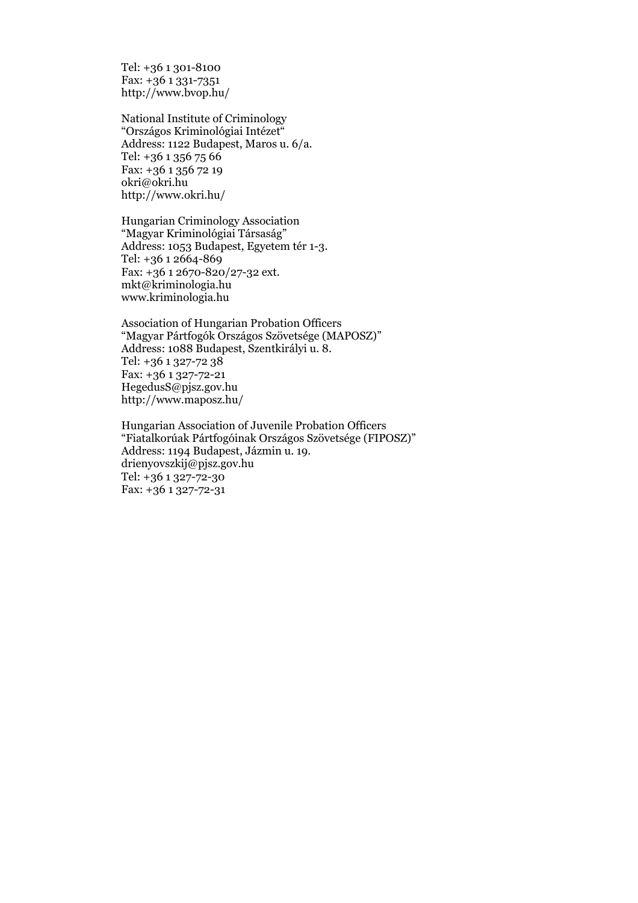Tel: +36 1 301-8100
Fax: +36 1 331-7351
http://www.bvop.hu/

National Institute of Criminology
"Országos Kriminológiai Intézet"
Address: 1122 Budapest, Maros u. 6/a.
Tel: +36 1 356 75 66
Fax: +36 1 356 72 19
okri@okri.hu
http://www.okri.hu/

Hungarian Criminology Association
"Magyar Kriminológiai Társaság"
Address: 1053 Budapest, Egyetem tér 1-3.
Tel: +36 1 2664-869
Fax: +36 1 2670-820/27-32 ext.
mkt@kriminologia.hu
www.kriminologia.hu

Association of Hungarian Probation Officers
"Magyar Pártfogók Országos Szövetsége (MAPOSZ)"
Address: 1088 Budapest, Szentkirályi u. 8.
Tel: +36 1 327-72 38
Fax: +36 1 327-72-21
HegedusS@pjsz.gov.hu
http://www.maposz.hu/

Hungarian Association of Juvenile Probation Officers
"Fiatalkorúak Pártfogóinak Országos Szövetsége (FIPOSZ)"
Address: 1194 Budapest, Jázmin u. 19.
drienyovszkij@pjsz.gov.hu
Tel: +36 1 327-72-30
Fax: +36 1 327-72-31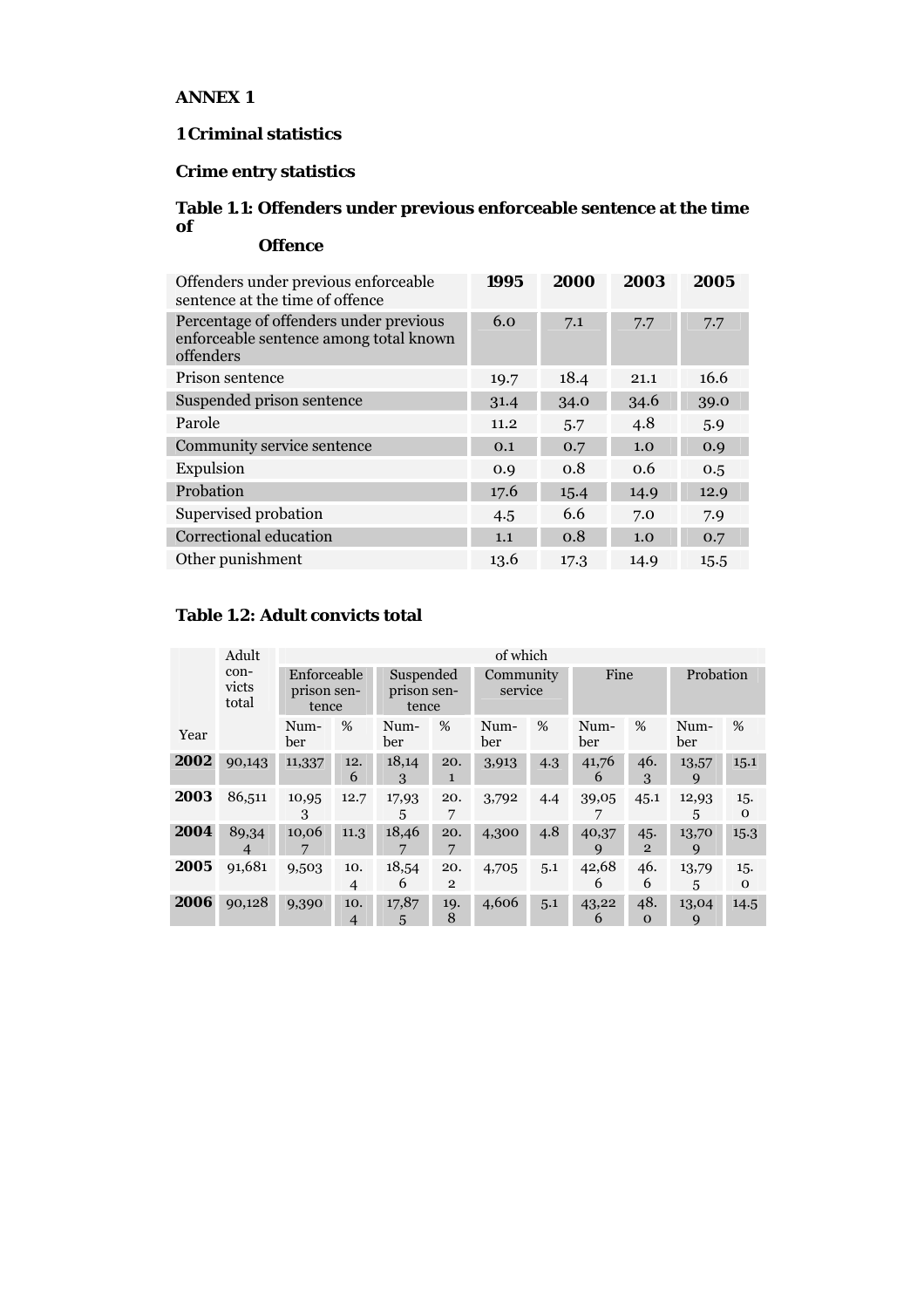**ANNEX 1**

## 1 Criminal statistics

### Crime entry statistics

**Table 1.1: Offenders under previous enforceable sentence at the time of Offence**

| Offenders under previous enforceable sentence at the time of offence | 1995 | 2000 | 2003 | 2005 |
|---|---|---|---|---|
| Percentage of offenders under previous enforceable sentence among total known offenders | 6.0 | 7.1 | 7.7 | 7.7 |
| Prison sentence | 19.7 | 18.4 | 21.1 | 16.6 |
| Suspended prison sentence | 31.4 | 34.0 | 34.6 | 39.0 |
| Parole | 11.2 | 5.7 | 4.8 | 5.9 |
| Community service sentence | 0.1 | 0.7 | 1.0 | 0.9 |
| Expulsion | 0.9 | 0.8 | 0.6 | 0.5 |
| Probation | 17.6 | 15.4 | 14.9 | 12.9 |
| Supervised probation | 4.5 | 6.6 | 7.0 | 7.9 |
| Correctional education | 1.1 | 0.8 | 1.0 | 0.7 |
| Other punishment | 13.6 | 17.3 | 14.9 | 15.5 |

**Table 1.2: Adult convicts total**

| | Adult convicts total | of which | | | | | | | | | |
|---|---|---|---|---|---|---|---|---|---|---|---|
| | | Enforceable prison sentence | | Suspended prison sentence | | Community service | | Fine | | Probation | |
| Year | | Number | % | Number | % | Number | % | Number | % | Number | % |
| **2002** | 90,143 | 11,337 | 12.6 | 18,143 | 20.1 | 3,913 | 4.3 | 41,766 | 46.3 | 13,579 | 15.1 |
| **2003** | 86,511 | 10,953 | 12.7 | 17,935 | 20.7 | 3,792 | 4.4 | 39,057 | 45.1 | 12,935 | 15.0 |
| **2004** | 89,344 | 10,067 | 11.3 | 18,467 | 20.7 | 4,300 | 4.8 | 40,379 | 45.2 | 13,709 | 15.3 |
| **2005** | 91,681 | 9,503 | 10.4 | 18,546 | 20.2 | 4,705 | 5.1 | 42,686 | 46.6 | 13,795 | 15.0 |
| **2006** | 90,128 | 9,390 | 10.4 | 17,875 | 19.8 | 4,606 | 5.1 | 43,226 | 48.0 | 13,049 | 14.5 |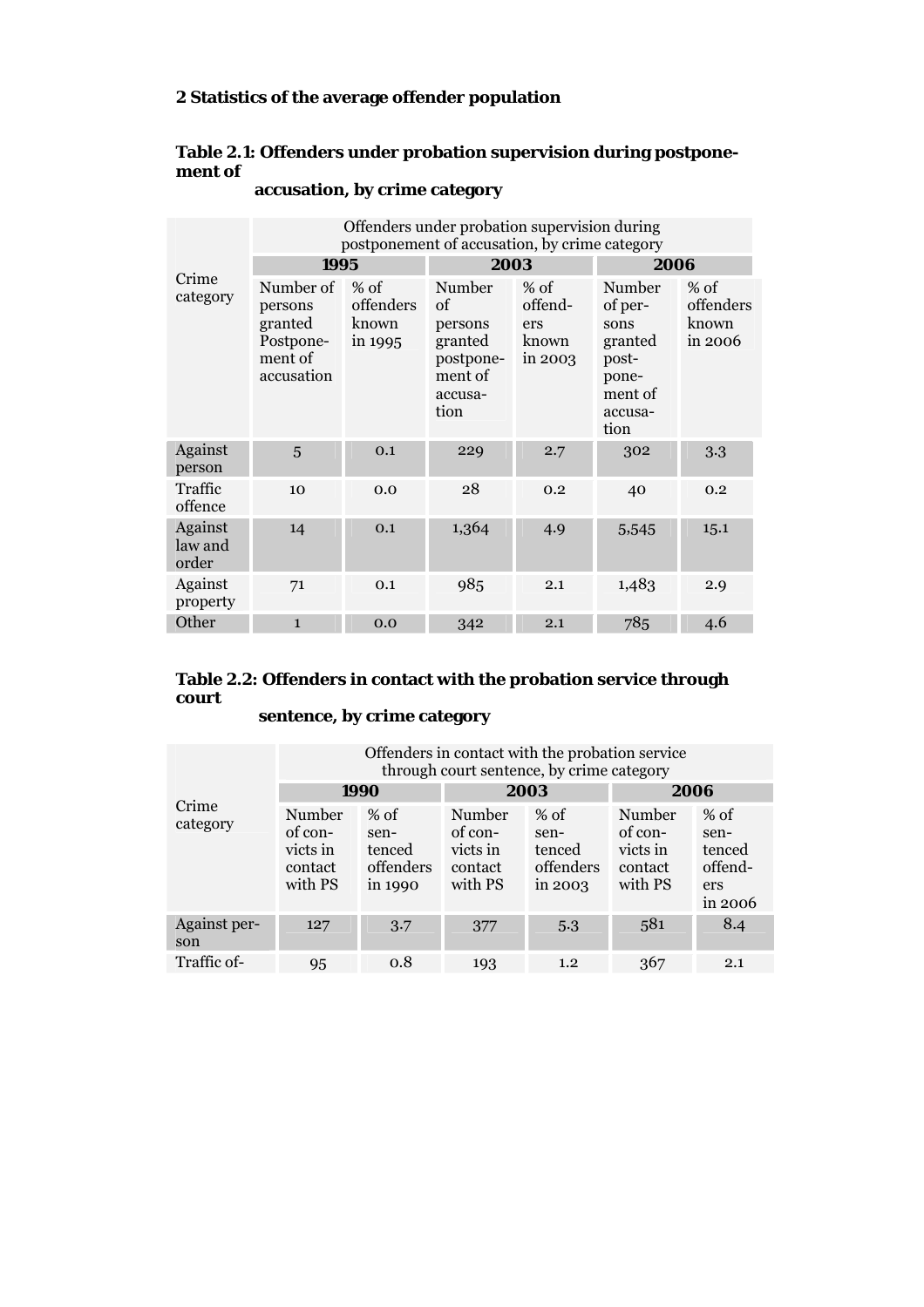## 2 Statistics of the average offender population

### Table 2.1: Offenders under probation supervision during postponement of accusation, by crime category

| Crime category | Offenders under probation supervision during postponement of accusation, by crime category | | | | | |
|---|---|---|---|---|---|---|
| | **1995** | | **2003** | | **2006** | |
| | Number of persons granted Postponement of accusation | % of offenders known in 1995 | Number of persons granted postponement of accusation | % of offenders known in 2003 | Number of persons granted postponement of accusation | % of offenders known in 2006 |
| Against person | 5 | 0.1 | 229 | 2.7 | 302 | 3.3 |
| Traffic offence | 10 | 0.0 | 28 | 0.2 | 40 | 0.2 |
| Against law and order | 14 | 0.1 | 1,364 | 4.9 | 5,545 | 15.1 |
| Against property | 71 | 0.1 | 985 | 2.1 | 1,483 | 2.9 |
| Other | 1 | 0.0 | 342 | 2.1 | 785 | 4.6 |

### Table 2.2: Offenders in contact with the probation service through court sentence, by crime category

| Crime category | Offenders in contact with the probation service through court sentence, by crime category | | | | | |
|---|---|---|---|---|---|---|
| | **1990** | | **2003** | | **2006** | |
| | Number of convicts in contact with PS | % of sentenced offenders in 1990 | Number of convicts in contact with PS | % of sentenced offenders in 2003 | Number of convicts in contact with PS | % of sentenced offenders in 2006 |
| Against person | 127 | 3.7 | 377 | 5.3 | 581 | 8.4 |
| Traffic of- | 95 | 0.8 | 193 | 1.2 | 367 | 2.1 |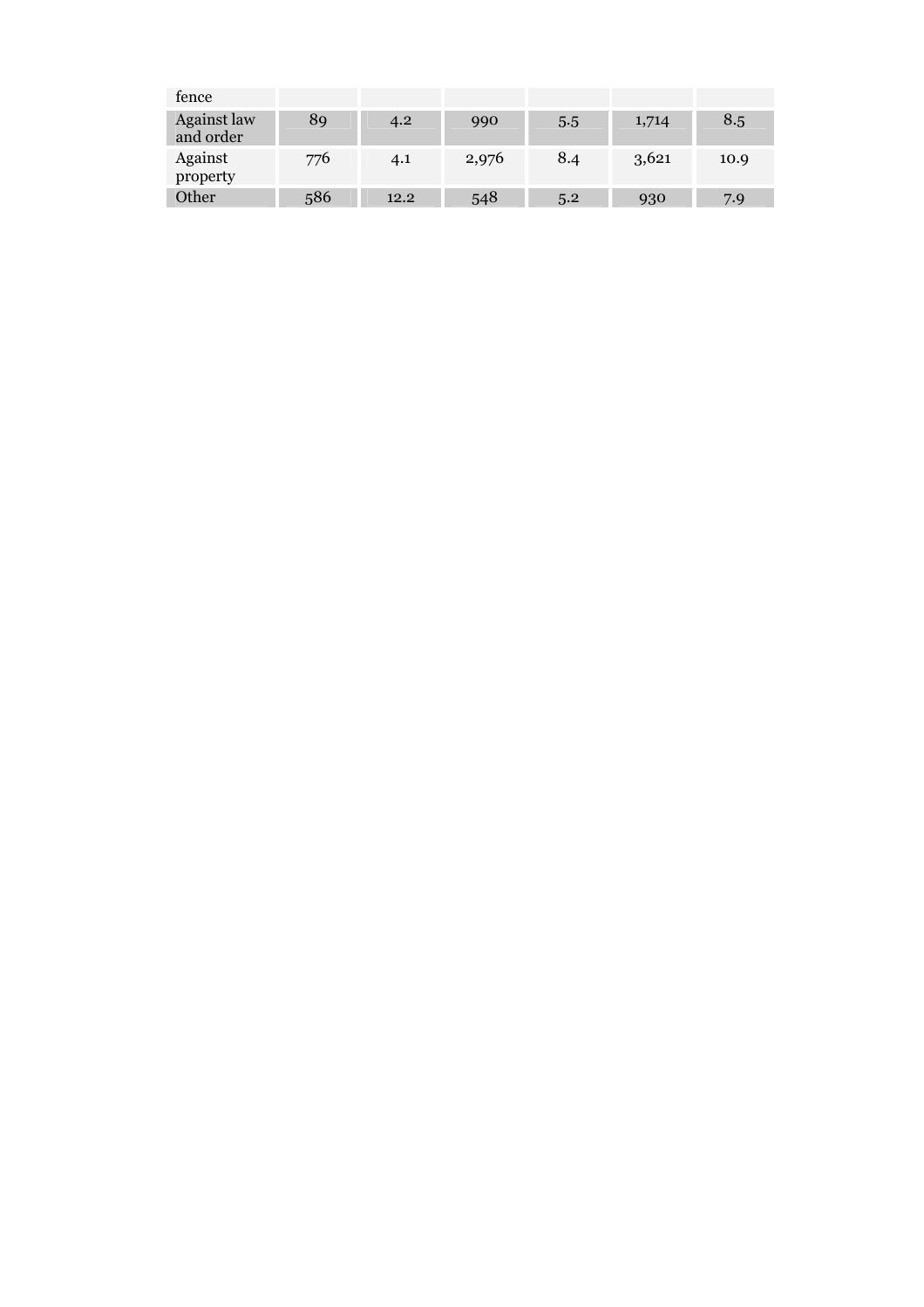| fence | | | | | | |
|---|---|---|---|---|---|---|
| Against law and order | 89 | 4.2 | 990 | 5.5 | 1,714 | 8.5 |
| Against property | 776 | 4.1 | 2,976 | 8.4 | 3,621 | 10.9 |
| Other | 586 | 12.2 | 548 | 5.2 | 930 | 7.9 |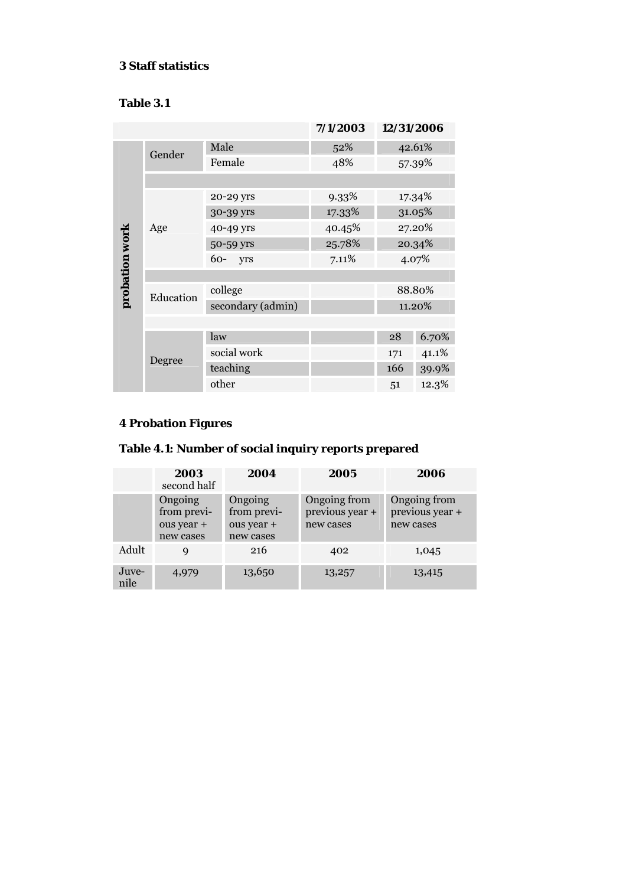### 3 Staff statistics

**Table 3.1**

| | | | 7/1/2003 | 12/31/2006 | |
|---|---|---|---|---|---|
| probation work | Gender | Male | 52% | 42.61% | |
| | | Female | 48% | 57.39% | |
| | | | | | |
| | Age | 20-29 yrs | 9.33% | 17.34% | |
| | | 30-39 yrs | 17.33% | 31.05% | |
| | | 40-49 yrs | 40.45% | 27.20% | |
| | | 50-59 yrs | 25.78% | 20.34% | |
| | | 60- yrs | 7.11% | 4.07% | |
| | | | | | |
| | Education | college | | 88.80% | |
| | | secondary (admin) | | 11.20% | |
| | | | | | |
| | Degree | law | | 28 | 6.70% |
| | | social work | | 171 | 41.1% |
| | | teaching | | 166 | 39.9% |
| | | other | | 51 | 12.3% |

### 4 Probation Figures

**Table 4.1: Number of social inquiry reports prepared**

| | 2003 second half | 2004 | 2005 | 2006 |
|---|---|---|---|---|
| | Ongoing from previous year + new cases | Ongoing from previous year + new cases | Ongoing from previous year + new cases | Ongoing from previous year + new cases |
| Adult | 9 | 216 | 402 | 1,045 |
| Juvenile | 4,979 | 13,650 | 13,257 | 13,415 |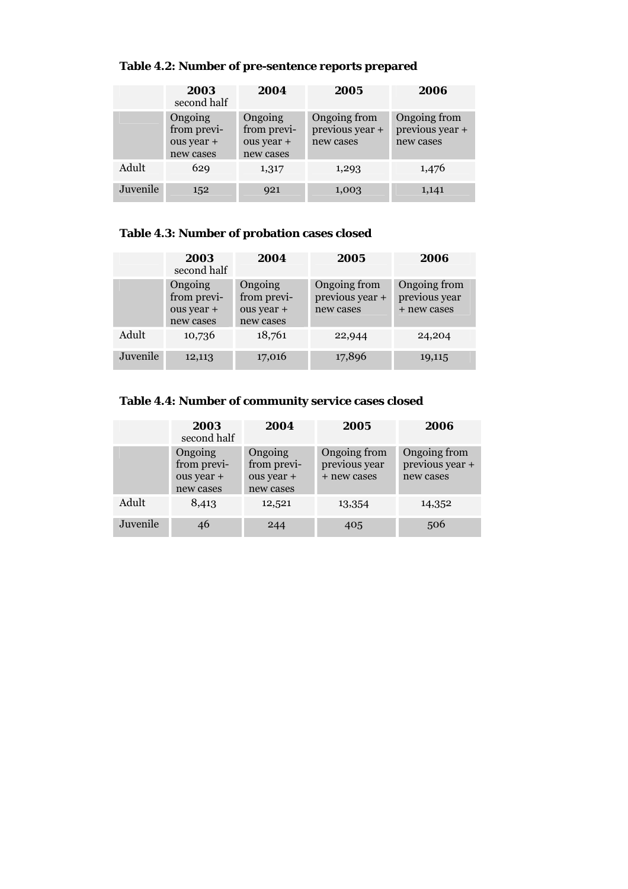**Table 4.2: Number of pre-sentence reports prepared**

| | 2003 second half | 2004 | 2005 | 2006 |
|---|---|---|---|---|
| | Ongoing from previous year + new cases | Ongoing from previous year + new cases | Ongoing from previous year + new cases | Ongoing from previous year + new cases |
| Adult | 629 | 1,317 | 1,293 | 1,476 |
| Juvenile | 152 | 921 | 1,003 | 1,141 |

**Table 4.3: Number of probation cases closed**

| | 2003 second half | 2004 | 2005 | 2006 |
|---|---|---|---|---|
| | Ongoing from previous year + new cases | Ongoing from previous year + new cases | Ongoing from previous year + new cases | Ongoing from previous year + new cases |
| Adult | 10,736 | 18,761 | 22,944 | 24,204 |
| Juvenile | 12,113 | 17,016 | 17,896 | 19,115 |

**Table 4.4: Number of community service cases closed**

| | 2003 second half | 2004 | 2005 | 2006 |
|---|---|---|---|---|
| | Ongoing from previous year + new cases | Ongoing from previous year + new cases | Ongoing from previous year + new cases | Ongoing from previous year + new cases |
| Adult | 8,413 | 12,521 | 13,354 | 14,352 |
| Juvenile | 46 | 244 | 405 | 506 |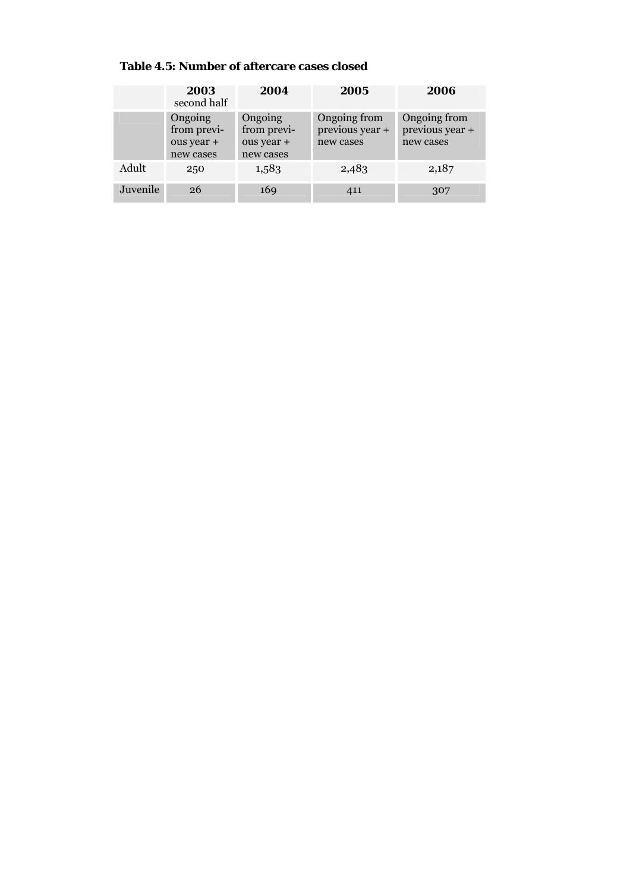**Table 4.5: Number of aftercare cases closed**

| | 2003 second half | 2004 | 2005 | 2006 |
|---|---|---|---|---|
| | Ongoing from previous year + new cases | Ongoing from previous year + new cases | Ongoing from previous year + new cases | Ongoing from previous year + new cases |
| Adult | 250 | 1,583 | 2,483 | 2,187 |
| Juvenile | 26 | 169 | 411 | 307 |